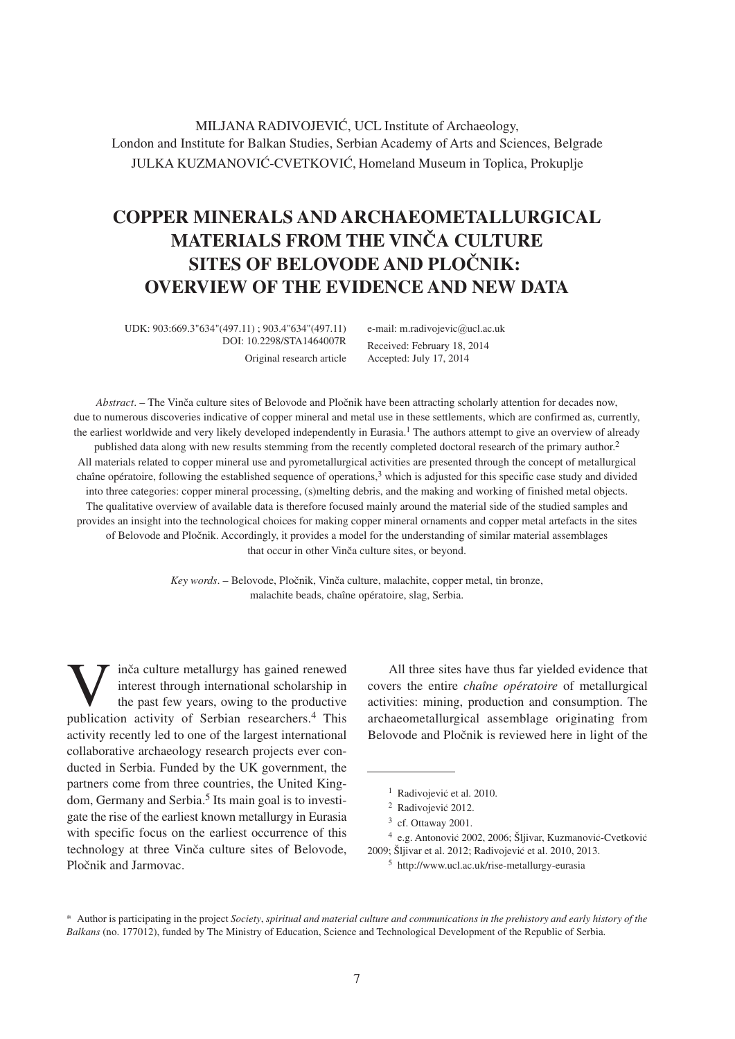MILJANA RADIVOJEVIĆ, UCL Institute of Archaeology,
London and Institute for Balkan Studies, Serbian Academy of Arts and Sciences, Belgrade
JULKA KUZMANOVIĆ-CVETKOVIĆ, Homeland Museum in Toplica, Prokuplje

# COPPER MINERALS AND ARCHAEOMETALLURGICAL MATERIALS FROM THE VINČA CULTURE SITES OF BELOVODE AND PLOČNIK: OVERVIEW OF THE EVIDENCE AND NEW DATA

UDK: 903:669.3"634"(497.11) ; 903.4"634"(497.11)
DOI: 10.2298/STA1464007R
Original research article

e-mail: m.radivojevic@ucl.ac.uk
Received: February 18, 2014
Accepted: July 17, 2014

*Abstract*. – The Vinča culture sites of Belovode and Pločnik have been attracting scholarly attention for decades now, due to numerous discoveries indicative of copper mineral and metal use in these settlements, which are confirmed as, currently, the earliest worldwide and very likely developed independently in Eurasia.[1] The authors attempt to give an overview of already published data along with new results stemming from the recently completed doctoral research of the primary author.[2] All materials related to copper mineral use and pyrometallurgical activities are presented through the concept of metallurgical chaîne opératoire, following the established sequence of operations,[3] which is adjusted for this specific case study and divided into three categories: copper mineral processing, (s)melting debris, and the making and working of finished metal objects. The qualitative overview of available data is therefore focused mainly around the material side of the studied samples and provides an insight into the technological choices for making copper mineral ornaments and copper metal artefacts in the sites of Belovode and Pločnik. Accordingly, it provides a model for the understanding of similar material assemblages that occur in other Vinča culture sites, or beyond.

*Key words*. – Belovode, Pločnik, Vinča culture, malachite, copper metal, tin bronze, malachite beads, chaîne opératoire, slag, Serbia.

Vinča culture metallurgy has gained renewed interest through international scholarship in the past few years, owing to the productive publication activity of Serbian researchers.[4] This activity recently led to one of the largest international collaborative archaeology research projects ever conducted in Serbia. Funded by the UK government, the partners come from three countries, the United Kingdom, Germany and Serbia.[5] Its main goal is to investigate the rise of the earliest known metallurgy in Eurasia with specific focus on the earliest occurrence of this technology at three Vinča culture sites of Belovode, Pločnik and Jarmovac.

All three sites have thus far yielded evidence that covers the entire *chaîne opératoire* of metallurgical activities: mining, production and consumption. The archaeometallurgical assemblage originating from Belovode and Pločnik is reviewed here in light of the

---

[1] Radivojević et al. 2010.

[2] Radivojević 2012.

[3] cf. Ottaway 2001.

[4] e.g. Antonović 2002, 2006; Šljivar, Kuzmanović-Cvetković 2009; Šljivar et al. 2012; Radivojević et al. 2010, 2013.

[5] http://www.ucl.ac.uk/rise-metallurgy-eurasia

\* Author is participating in the project *Society, spiritual and material culture and communications in the prehistory and early history of the Balkans* (no. 177012), funded by The Ministry of Education, Science and Technological Development of the Republic of Serbia.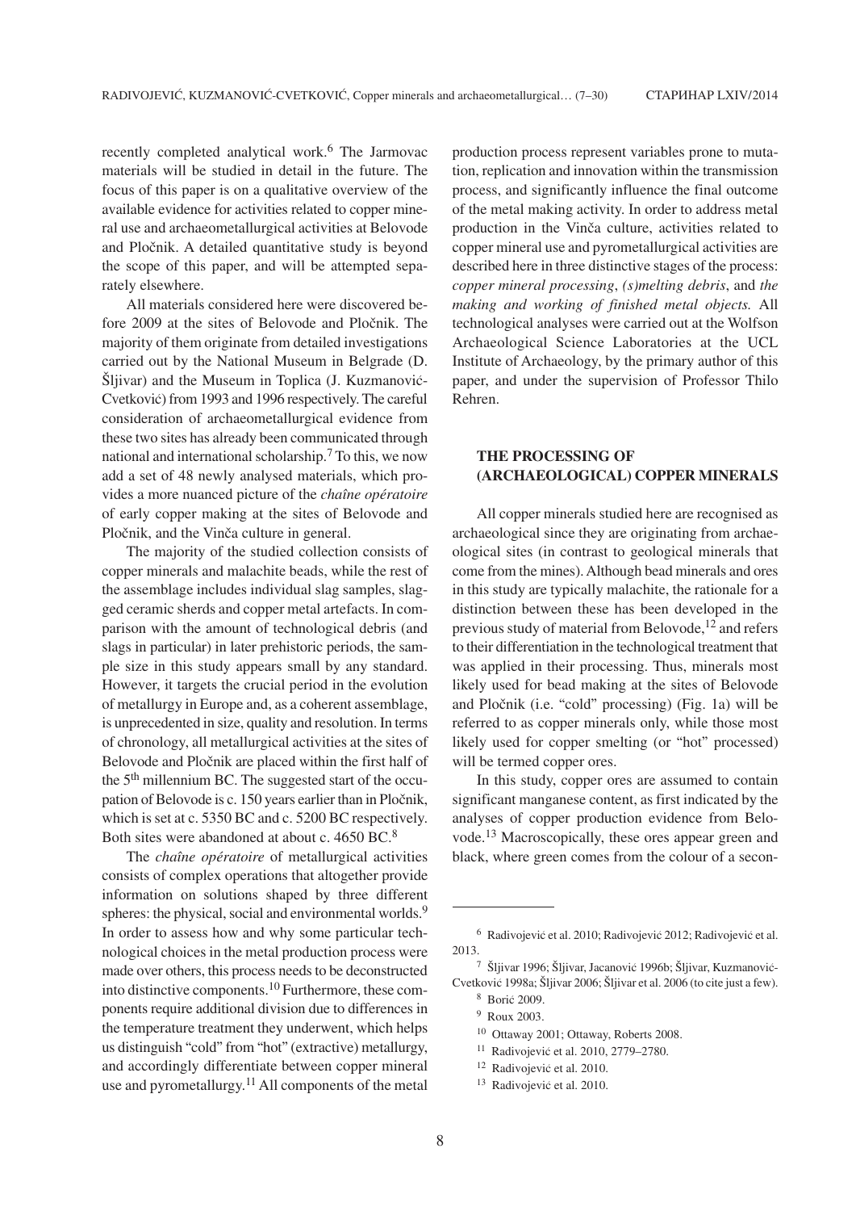recently completed analytical work.[6] The Jarmovac materials will be studied in detail in the future. The focus of this paper is on a qualitative overview of the available evidence for activities related to copper mineral use and archaeometallurgical activities at Belovode and Pločnik. A detailed quantitative study is beyond the scope of this paper, and will be attempted separately elsewhere.

All materials considered here were discovered before 2009 at the sites of Belovode and Pločnik. The majority of them originate from detailed investigations carried out by the National Museum in Belgrade (D. Šljivar) and the Museum in Toplica (J. Kuzmanović-Cvetković) from 1993 and 1996 respectively. The careful consideration of archaeometallurgical evidence from these two sites has already been communicated through national and international scholarship.[7] To this, we now add a set of 48 newly analysed materials, which provides a more nuanced picture of the *chaîne opératoire* of early copper making at the sites of Belovode and Pločnik, and the Vinča culture in general.

The majority of the studied collection consists of copper minerals and malachite beads, while the rest of the assemblage includes individual slag samples, slagged ceramic sherds and copper metal artefacts. In comparison with the amount of technological debris (and slags in particular) in later prehistoric periods, the sample size in this study appears small by any standard. However, it targets the crucial period in the evolution of metallurgy in Europe and, as a coherent assemblage, is unprecedented in size, quality and resolution. In terms of chronology, all metallurgical activities at the sites of Belovode and Pločnik are placed within the first half of the 5th millennium BC. The suggested start of the occupation of Belovode is c. 150 years earlier than in Pločnik, which is set at c. 5350 BC and c. 5200 BC respectively. Both sites were abandoned at about c. 4650 BC.[8]

The *chaîne opératoire* of metallurgical activities consists of complex operations that altogether provide information on solutions shaped by three different spheres: the physical, social and environmental worlds.[9] In order to assess how and why some particular technological choices in the metal production process were made over others, this process needs to be deconstructed into distinctive components.[10] Furthermore, these components require additional division due to differences in the temperature treatment they underwent, which helps us distinguish "cold" from "hot" (extractive) metallurgy, and accordingly differentiate between copper mineral use and pyrometallurgy.[11] All components of the metal production process represent variables prone to mutation, replication and innovation within the transmission process, and significantly influence the final outcome of the metal making activity. In order to address metal production in the Vinča culture, activities related to copper mineral use and pyrometallurgical activities are described here in three distinctive stages of the process: *copper mineral processing*, *(s)melting debris*, and *the making and working of finished metal objects.* All technological analyses were carried out at the Wolfson Archaeological Science Laboratories at the UCL Institute of Archaeology, by the primary author of this paper, and under the supervision of Professor Thilo Rehren.

## THE PROCESSING OF (ARCHAEOLOGICAL) COPPER MINERALS

All copper minerals studied here are recognised as archaeological since they are originating from archaeological sites (in contrast to geological minerals that come from the mines). Although bead minerals and ores in this study are typically malachite, the rationale for a distinction between these has been developed in the previous study of material from Belovode,[12] and refers to their differentiation in the technological treatment that was applied in their processing. Thus, minerals most likely used for bead making at the sites of Belovode and Pločnik (i.e. "cold" processing) (Fig. 1a) will be referred to as copper minerals only, while those most likely used for copper smelting (or "hot" processed) will be termed copper ores.

In this study, copper ores are assumed to contain significant manganese content, as first indicated by the analyses of copper production evidence from Belovode.[13] Macroscopically, these ores appear green and black, where green comes from the colour of a secon-

---

[6] Radivojević et al. 2010; Radivojević 2012; Radivojević et al. 2013.

[7] Šljivar 1996; Šljivar, Jacanović 1996b; Šljivar, Kuzmanović-Cvetković 1998a; Šljivar 2006; Šljivar et al. 2006 (to cite just a few).

[8] Borić 2009.

[9] Roux 2003.

[10] Ottaway 2001; Ottaway, Roberts 2008.

[11] Radivojević et al. 2010, 2779–2780.

[12] Radivojević et al. 2010.

[13] Radivojević et al. 2010.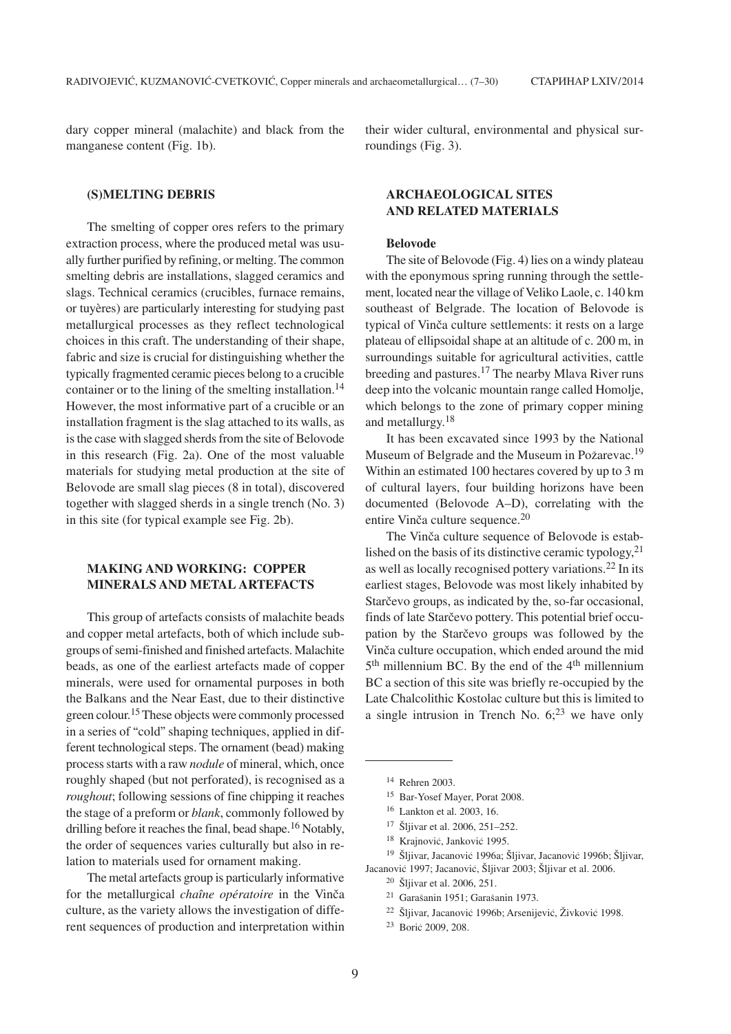dary copper mineral (malachite) and black from the manganese content (Fig. 1b).

## (S)MELTING DEBRIS

The smelting of copper ores refers to the primary extraction process, where the produced metal was usually further purified by refining, or melting. The common smelting debris are installations, slagged ceramics and slags. Technical ceramics (crucibles, furnace remains, or tuyères) are particularly interesting for studying past metallurgical processes as they reflect technological choices in this craft. The understanding of their shape, fabric and size is crucial for distinguishing whether the typically fragmented ceramic pieces belong to a crucible container or to the lining of the smelting installation.[14] However, the most informative part of a crucible or an installation fragment is the slag attached to its walls, as is the case with slagged sherds from the site of Belovode in this research (Fig. 2a). One of the most valuable materials for studying metal production at the site of Belovode are small slag pieces (8 in total), discovered together with slagged sherds in a single trench (No. 3) in this site (for typical example see Fig. 2b).

## MAKING AND WORKING: COPPER MINERALS AND METAL ARTEFACTS

This group of artefacts consists of malachite beads and copper metal artefacts, both of which include subgroups of semi-finished and finished artefacts. Malachite beads, as one of the earliest artefacts made of copper minerals, were used for ornamental purposes in both the Balkans and the Near East, due to their distinctive green colour.[15] These objects were commonly processed in a series of "cold" shaping techniques, applied in different technological steps. The ornament (bead) making process starts with a raw *nodule* of mineral, which, once roughly shaped (but not perforated), is recognised as a *roughout*; following sessions of fine chipping it reaches the stage of a preform or *blank*, commonly followed by drilling before it reaches the final, bead shape.[16] Notably, the order of sequences varies culturally but also in relation to materials used for ornament making.

The metal artefacts group is particularly informative for the metallurgical *chaîne opératoire* in the Vinča culture, as the variety allows the investigation of different sequences of production and interpretation within their wider cultural, environmental and physical surroundings (Fig. 3).

## ARCHAEOLOGICAL SITES AND RELATED MATERIALS

### Belovode

The site of Belovode (Fig. 4) lies on a windy plateau with the eponymous spring running through the settlement, located near the village of Veliko Laole, c. 140 km southeast of Belgrade. The location of Belovode is typical of Vinča culture settlements: it rests on a large plateau of ellipsoidal shape at an altitude of c. 200 m, in surroundings suitable for agricultural activities, cattle breeding and pastures.[17] The nearby Mlava River runs deep into the volcanic mountain range called Homolje, which belongs to the zone of primary copper mining and metallurgy.[18]

It has been excavated since 1993 by the National Museum of Belgrade and the Museum in Požarevac.[19] Within an estimated 100 hectares covered by up to 3 m of cultural layers, four building horizons have been documented (Belovode A–D), correlating with the entire Vinča culture sequence.[20]

The Vinča culture sequence of Belovode is established on the basis of its distinctive ceramic typology,[21] as well as locally recognised pottery variations.[22] In its earliest stages, Belovode was most likely inhabited by Starčevo groups, as indicated by the, so-far occasional, finds of late Starčevo pottery. This potential brief occupation by the Starčevo groups was followed by the Vinča culture occupation, which ended around the mid 5th millennium BC. By the end of the 4th millennium BC a section of this site was briefly re-occupied by the Late Chalcolithic Kostolac culture but this is limited to a single intrusion in Trench No. 6;[23] we have only

---

[14] Rehren 2003.

[15] Bar-Yosef Mayer, Porat 2008.

[16] Lankton et al. 2003, 16.

[17] Šljivar et al. 2006, 251–252.

[18] Krajnović, Janković 1995.

[19] Šljivar, Jacanović 1996a; Šljivar, Jacanović 1996b; Šljivar, Jacanović 1997; Jacanović, Šljivar 2003; Šljivar et al. 2006.

[20] Šljivar et al. 2006, 251.

[21] Garašanin 1951; Garašanin 1973.

[22] Šljivar, Jacanović 1996b; Arsenijević, Živković 1998.

[23] Borić 2009, 208.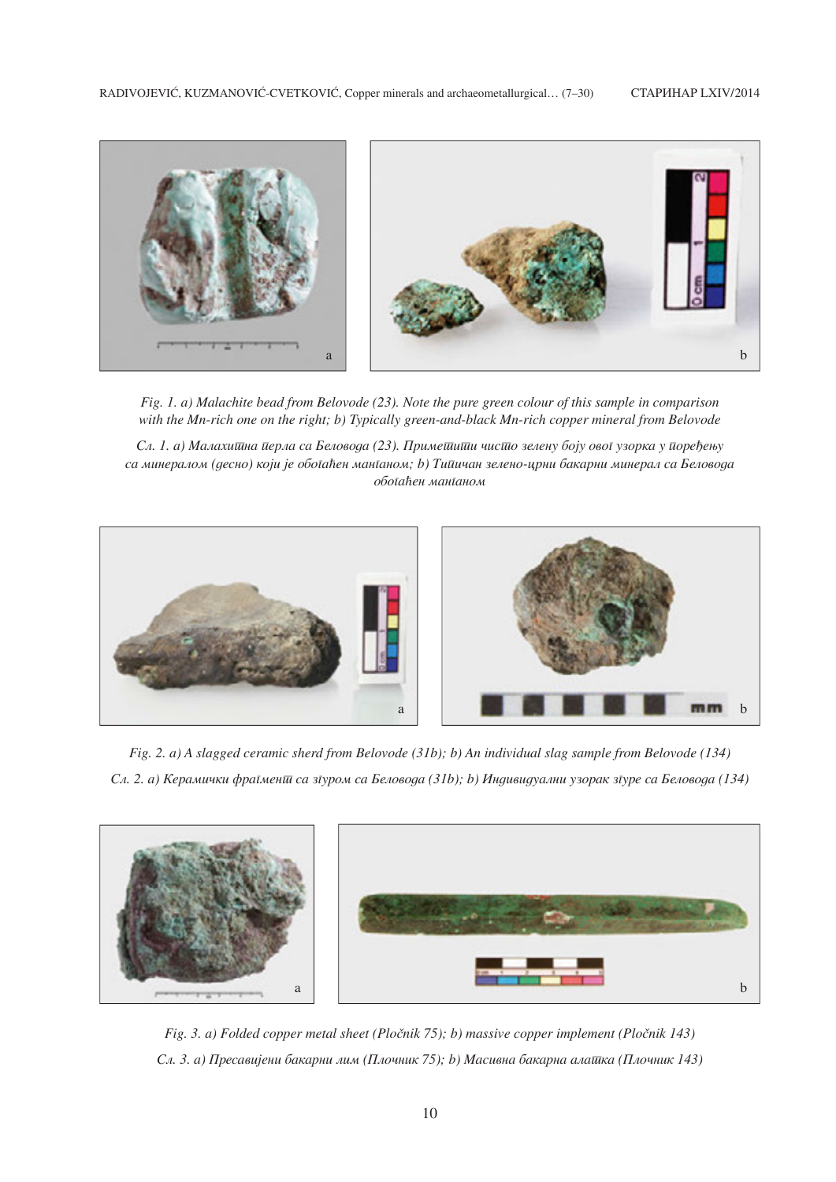*Fig. 1. a) Malachite bead from Belovode (23). Note the pure green colour of this sample in comparison with the Mn-rich one on the right; b) Typically green-and-black Mn-rich copper mineral from Belovode*

*Сл. 1. а) Малахитна перла са Беловода (23). Приметити чисто зелену боју овог узорка у поређењу са минералом (десно) који је обогаћен манганом; b) Типичан зелено-црни бакарни минерал са Беловода обогаћен манганом*

*Fig. 2. a) A slagged ceramic sherd from Belovode (31b); b) An individual slag sample from Belovode (134)*

*Сл. 2. а) Керамички фрагмент са згуром са Беловода (31b); b) Индивидуални узорак згуре са Беловода (134)*

*Fig. 3. a) Folded copper metal sheet (Pločnik 75); b) massive copper implement (Pločnik 143)*

*Сл. 3. а) Пресавијени бакарни лим (Плочник 75); b) Масивна бакарна алатка (Плочник 143)*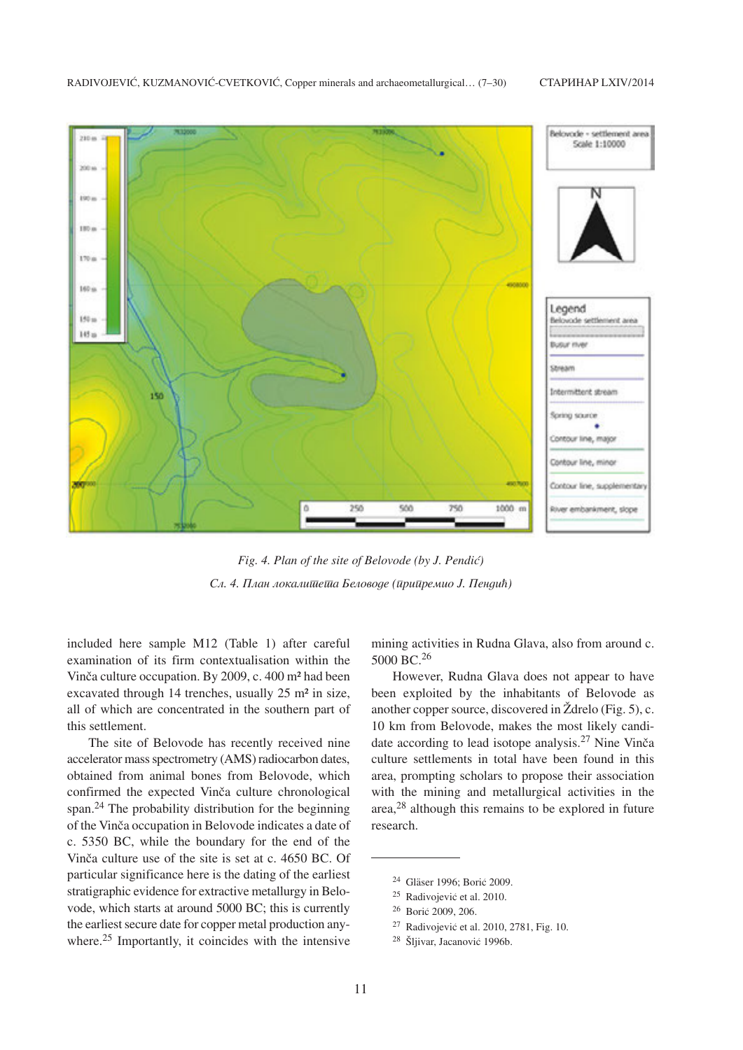*Fig. 4. Plan of the site of Belovode (by J. Pendić)*

*Сл. 4. План локалитета Беловоде (приредио Ј. Пендић)*

included here sample M12 (Table 1) after careful examination of its firm contextualisation within the Vinča culture occupation. By 2009, c. 400 m² had been excavated through 14 trenches, usually 25 m² in size, all of which are concentrated in the southern part of this settlement.

The site of Belovode has recently received nine accelerator mass spectrometry (AMS) radiocarbon dates, obtained from animal bones from Belovode, which confirmed the expected Vinča culture chronological span.[24] The probability distribution for the beginning of the Vinča occupation in Belovode indicates a date of c. 5350 BC, while the boundary for the end of the Vinča culture use of the site is set at c. 4650 BC. Of particular significance here is the dating of the earliest stratigraphic evidence for extractive metallurgy in Belovode, which starts at around 5000 BC; this is currently the earliest secure date for copper metal production anywhere.[25] Importantly, it coincides with the intensive mining activities in Rudna Glava, also from around c. 5000 BC.[26]

However, Rudna Glava does not appear to have been exploited by the inhabitants of Belovode as another copper source, discovered in Ždrelo (Fig. 5), c. 10 km from Belovode, makes the most likely candidate according to lead isotope analysis.[27] Nine Vinča culture settlements in total have been found in this area, prompting scholars to propose their association with the mining and metallurgical activities in the area,[28] although this remains to be explored in future research.

---

[24] Gläser 1996; Borić 2009.

[25] Radivojević et al. 2010.

[26] Borić 2009, 206.

[27] Radivojević et al. 2010, 2781, Fig. 10.

[28] Šljivar, Jacanović 1996b.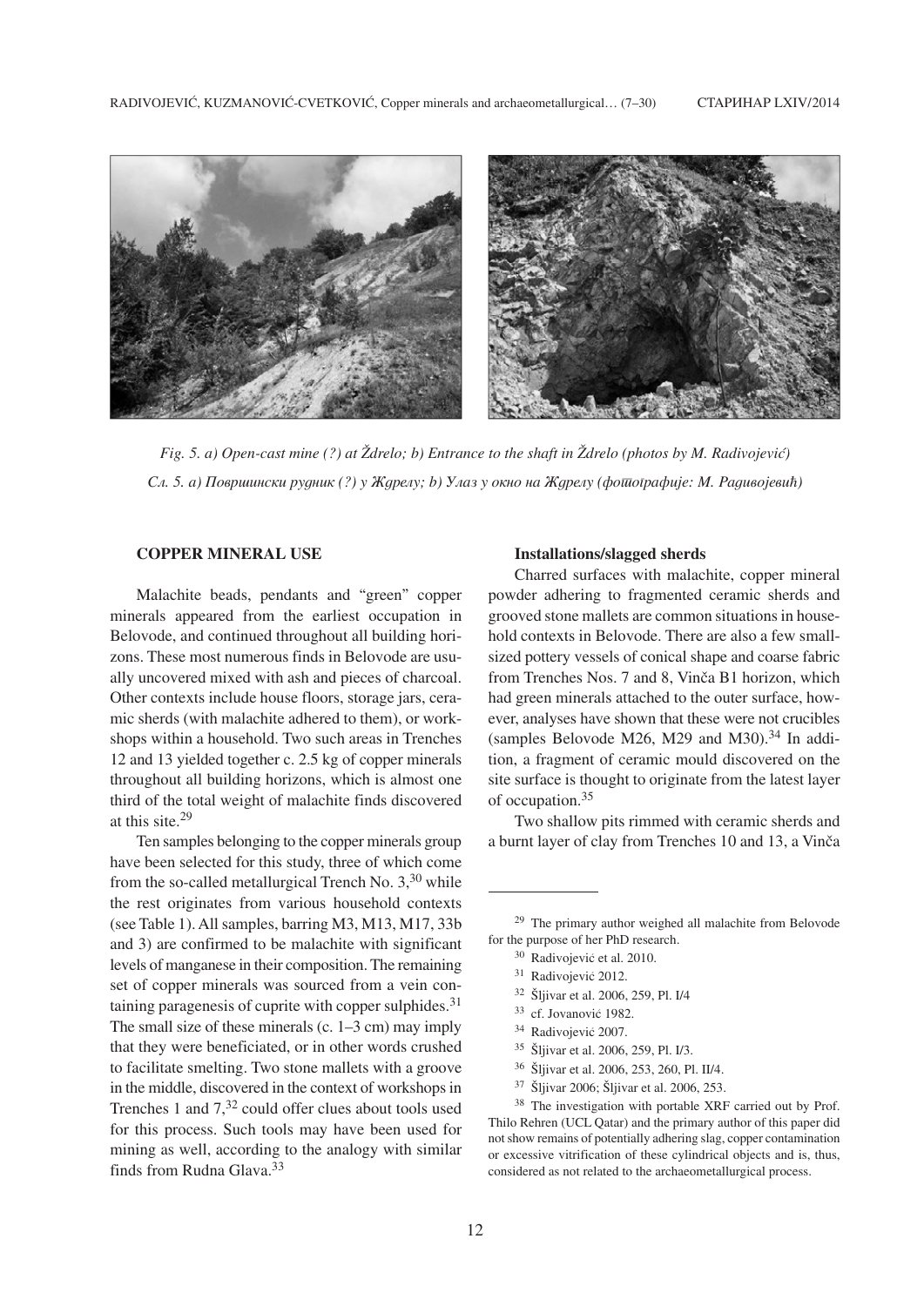*Fig. 5. a) Open-cast mine (?) at Ždrelo; b) Entrance to the shaft in Ždrelo (photos by M. Radivojević)*

*Сл. 5. а) Површински рудник (?) у Ждрелу; b) Улаз у окно на Ждрелу (фотографије: М. Радивојевић)*

## COPPER MINERAL USE

Malachite beads, pendants and "green" copper minerals appeared from the earliest occupation in Belovode, and continued throughout all building horizons. These most numerous finds in Belovode are usually uncovered mixed with ash and pieces of charcoal. Other contexts include house floors, storage jars, ceramic sherds (with malachite adhered to them), or workshops within a household. Two such areas in Trenches 12 and 13 yielded together c. 2.5 kg of copper minerals throughout all building horizons, which is almost one third of the total weight of malachite finds discovered at this site.[29]

Ten samples belonging to the copper minerals group have been selected for this study, three of which come from the so-called metallurgical Trench No. 3,[30] while the rest originates from various household contexts (see Table 1). All samples, barring M3, M13, M17, 33b and 3) are confirmed to be malachite with significant levels of manganese in their composition. The remaining set of copper minerals was sourced from a vein containing paragenesis of cuprite with copper sulphides.[31] The small size of these minerals (c. 1–3 cm) may imply that they were beneficiated, or in other words crushed to facilitate smelting. Two stone mallets with a groove in the middle, discovered in the context of workshops in Trenches 1 and 7,[32] could offer clues about tools used for this process. Such tools may have been used for mining as well, according to the analogy with similar finds from Rudna Glava.[33]

### Installations/slagged sherds

Charred surfaces with malachite, copper mineral powder adhering to fragmented ceramic sherds and grooved stone mallets are common situations in household contexts in Belovode. There are also a few small-sized pottery vessels of conical shape and coarse fabric from Trenches Nos. 7 and 8, Vinča B1 horizon, which had green minerals attached to the outer surface, however, analyses have shown that these were not crucibles (samples Belovode M26, M29 and M30).[34] In addition, a fragment of ceramic mould discovered on the site surface is thought to originate from the latest layer of occupation.[35]

Two shallow pits rimmed with ceramic sherds and a burnt layer of clay from Trenches 10 and 13, a Vinča

---

[29] The primary author weighed all malachite from Belovode for the purpose of her PhD research.

[30] Radivojević et al. 2010.

[31] Radivojević 2012.

[32] Šljivar et al. 2006, 259, Pl. I/4

[33] cf. Jovanović 1982.

[34] Radivojević 2007.

[35] Šljivar et al. 2006, 259, Pl. I/3.

[36] Šljivar et al. 2006, 253, 260, Pl. II/4.

[37] Šljivar 2006; Šljivar et al. 2006, 253.

[38] The investigation with portable XRF carried out by Prof. Thilo Rehren (UCL Qatar) and the primary author of this paper did not show remains of potentially adhering slag, copper contamination or excessive vitrification of these cylindrical objects and is, thus, considered as not related to the archaeometallurgical process.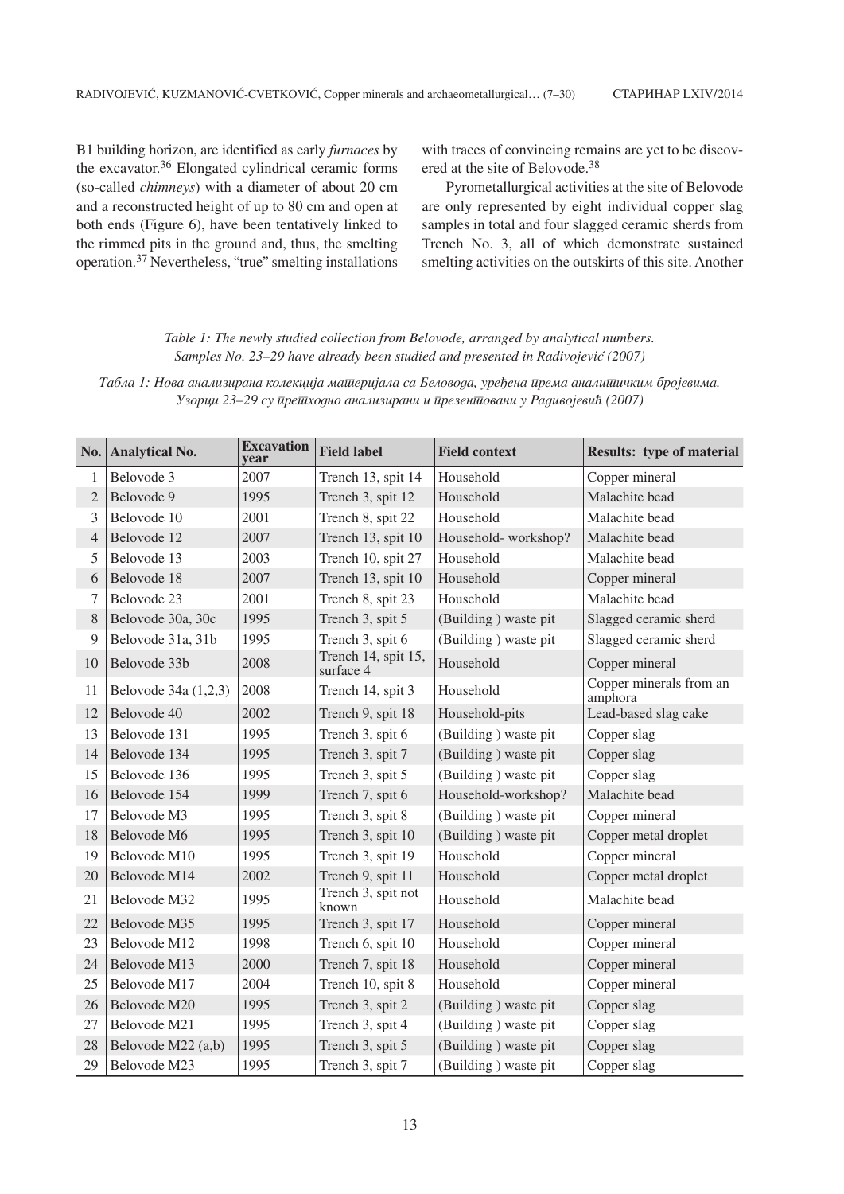B1 building horizon, are identified as early *furnaces* by the excavator.[36] Elongated cylindrical ceramic forms (so-called *chimneys*) with a diameter of about 20 cm and a reconstructed height of up to 80 cm and open at both ends (Figure 6), have been tentatively linked to the rimmed pits in the ground and, thus, the smelting operation.[37] Nevertheless, "true" smelting installations with traces of convincing remains are yet to be discovered at the site of Belovode.[38]

Pyrometallurgical activities at the site of Belovode are only represented by eight individual copper slag samples in total and four slagged ceramic sherds from Trench No. 3, all of which demonstrate sustained smelting activities on the outskirts of this site. Another

*Table 1: The newly studied collection from Belovode, arranged by analytical numbers. Samples No. 23–29 have already been studied and presented in Radivojević (2007)*

*Табла 1: Нова анализирана колекција материјала са Беловода, уређена према аналитичким бројевима. Узорци 23–29 су претходно анализирани и презентовани у Радивојевић (2007)*

| No. | Analytical No. | Excavation year | Field label | Field context | Results: type of material |
|---|---|---|---|---|---|
| 1 | Belovode 3 | 2007 | Trench 13, spit 14 | Household | Copper mineral |
| 2 | Belovode 9 | 1995 | Trench 3, spit 12 | Household | Malachite bead |
| 3 | Belovode 10 | 2001 | Trench 8, spit 22 | Household | Malachite bead |
| 4 | Belovode 12 | 2007 | Trench 13, spit 10 | Household- workshop? | Malachite bead |
| 5 | Belovode 13 | 2003 | Trench 10, spit 27 | Household | Malachite bead |
| 6 | Belovode 18 | 2007 | Trench 13, spit 10 | Household | Copper mineral |
| 7 | Belovode 23 | 2001 | Trench 8, spit 23 | Household | Malachite bead |
| 8 | Belovode 30a, 30c | 1995 | Trench 3, spit 5 | (Building ) waste pit | Slagged ceramic sherd |
| 9 | Belovode 31a, 31b | 1995 | Trench 3, spit 6 | (Building ) waste pit | Slagged ceramic sherd |
| 10 | Belovode 33b | 2008 | Trench 14, spit 15, surface 4 | Household | Copper mineral |
| 11 | Belovode 34a (1,2,3) | 2008 | Trench 14, spit 3 | Household | Copper minerals from an amphora |
| 12 | Belovode 40 | 2002 | Trench 9, spit 18 | Household-pits | Lead-based slag cake |
| 13 | Belovode 131 | 1995 | Trench 3, spit 6 | (Building ) waste pit | Copper slag |
| 14 | Belovode 134 | 1995 | Trench 3, spit 7 | (Building ) waste pit | Copper slag |
| 15 | Belovode 136 | 1995 | Trench 3, spit 5 | (Building ) waste pit | Copper slag |
| 16 | Belovode 154 | 1999 | Trench 7, spit 6 | Household-workshop? | Malachite bead |
| 17 | Belovode M3 | 1995 | Trench 3, spit 8 | (Building ) waste pit | Copper mineral |
| 18 | Belovode M6 | 1995 | Trench 3, spit 10 | (Building ) waste pit | Copper metal droplet |
| 19 | Belovode M10 | 1995 | Trench 3, spit 19 | Household | Copper mineral |
| 20 | Belovode M14 | 2002 | Trench 9, spit 11 | Household | Copper metal droplet |
| 21 | Belovode M32 | 1995 | Trench 3, spit not known | Household | Malachite bead |
| 22 | Belovode M35 | 1995 | Trench 3, spit 17 | Household | Copper mineral |
| 23 | Belovode M12 | 1998 | Trench 6, spit 10 | Household | Copper mineral |
| 24 | Belovode M13 | 2000 | Trench 7, spit 18 | Household | Copper mineral |
| 25 | Belovode M17 | 2004 | Trench 10, spit 8 | Household | Copper mineral |
| 26 | Belovode M20 | 1995 | Trench 3, spit 2 | (Building ) waste pit | Copper slag |
| 27 | Belovode M21 | 1995 | Trench 3, spit 4 | (Building ) waste pit | Copper slag |
| 28 | Belovode M22 (a,b) | 1995 | Trench 3, spit 5 | (Building ) waste pit | Copper slag |
| 29 | Belovode M23 | 1995 | Trench 3, spit 7 | (Building ) waste pit | Copper slag |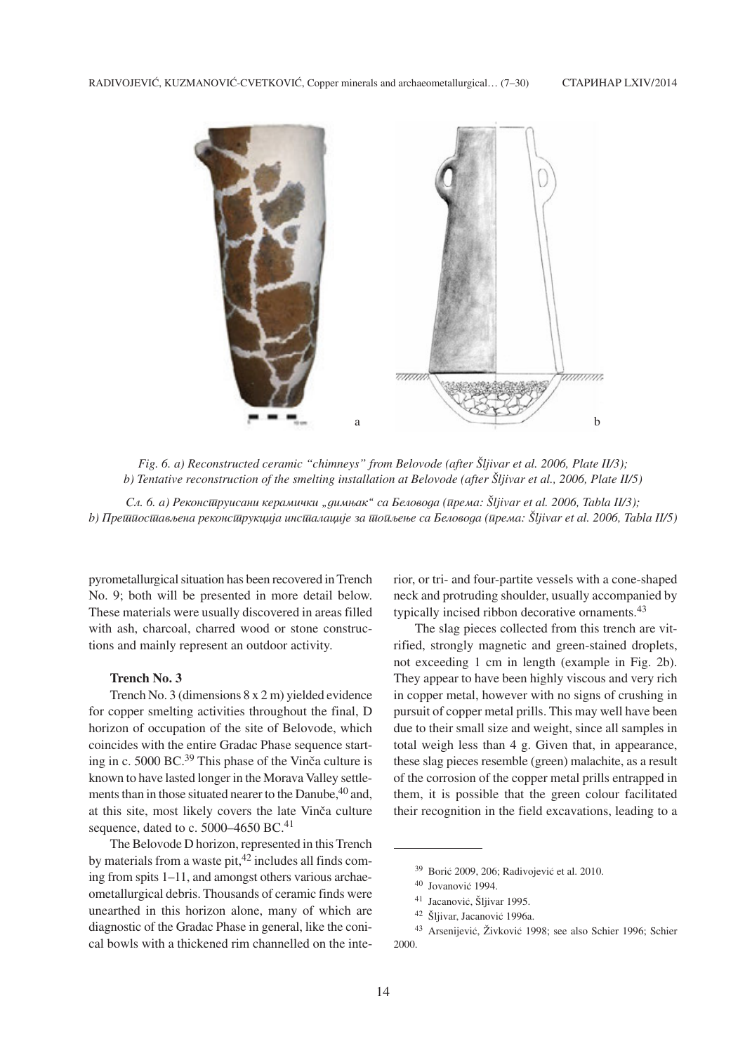*Fig. 6. a) Reconstructed ceramic "chimneys" from Belovode (after Šljivar et al. 2006, Plate II/3); b) Tentative reconstruction of the smelting installation at Belovode (after Šljivar et al., 2006, Plate II/5)*

*Сл. 6. а) Реконструисани керамички „димњак" са Беловода (према: Šljivar et al. 2006, Tabla II/3); b) Претпостављена реконструкција инсталације за топљење са Беловода (према: Šljivar et al. 2006, Tabla II/5)*

pyrometallurgical situation has been recovered in Trench No. 9; both will be presented in more detail below. These materials were usually discovered in areas filled with ash, charcoal, charred wood or stone constructions and mainly represent an outdoor activity.

**Trench No. 3**

Trench No. 3 (dimensions 8 x 2 m) yielded evidence for copper smelting activities throughout the final, D horizon of occupation of the site of Belovode, which coincides with the entire Gradac Phase sequence starting in c. 5000 BC.[39] This phase of the Vinča culture is known to have lasted longer in the Morava Valley settlements than in those situated nearer to the Danube,[40] and, at this site, most likely covers the late Vinča culture sequence, dated to c. 5000–4650 BC.[41]

The Belovode D horizon, represented in this Trench by materials from a waste pit,[42] includes all finds coming from spits 1–11, and amongst others various archaeometallurgical debris. Thousands of ceramic finds were unearthed in this horizon alone, many of which are diagnostic of the Gradac Phase in general, like the conical bowls with a thickened rim channelled on the interior, or tri- and four-partite vessels with a cone-shaped neck and protruding shoulder, usually accompanied by typically incised ribbon decorative ornaments.[43]

The slag pieces collected from this trench are vitrified, strongly magnetic and green-stained droplets, not exceeding 1 cm in length (example in Fig. 2b). They appear to have been highly viscous and very rich in copper metal, however with no signs of crushing in pursuit of copper metal prills. This may well have been due to their small size and weight, since all samples in total weigh less than 4 g. Given that, in appearance, these slag pieces resemble (green) malachite, as a result of the corrosion of the copper metal prills entrapped in them, it is possible that the green colour facilitated their recognition in the field excavations, leading to a

---

[39] Borić 2009, 206; Radivojević et al. 2010.

[40] Jovanović 1994.

[41] Jacanović, Šljivar 1995.

[42] Šljivar, Jacanović 1996a.

[43] Arsenijević, Živković 1998; see also Schier 1996; Schier 2000.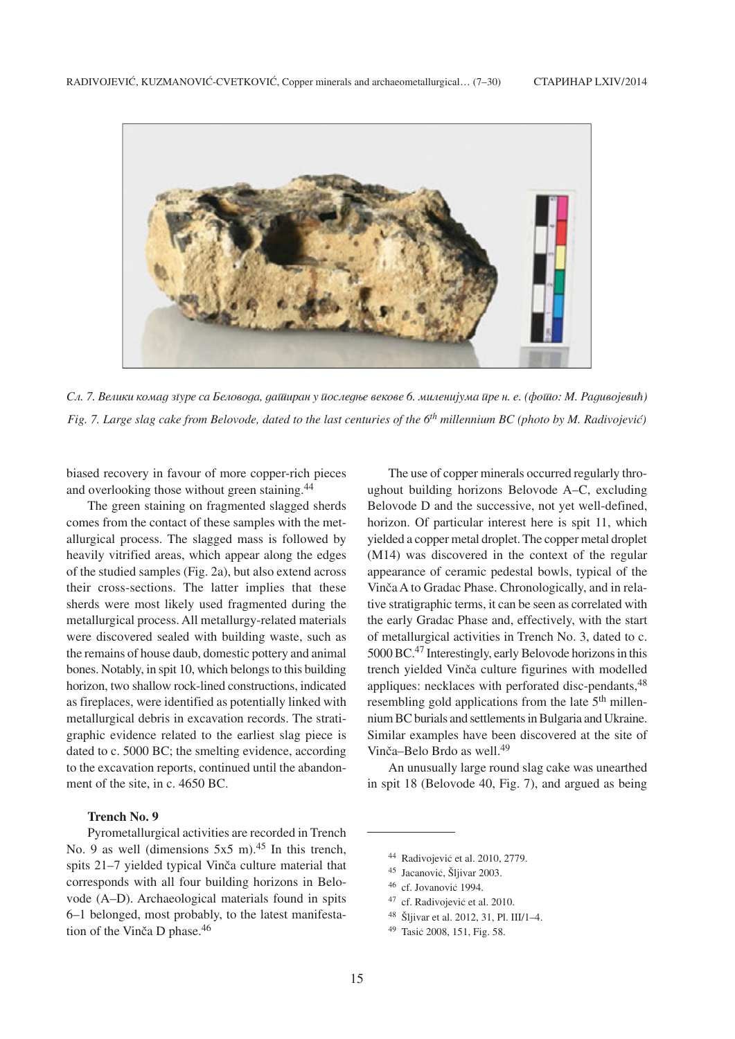*Сл. 7. Велики комад згуре са Беловода, датиран у последње векове 6. миленијума пре н. е. (фото: М. Радивојевић)*

*Fig. 7. Large slag cake from Belovode, dated to the last centuries of the 6th millennium BC (photo by M. Radivojević)*

biased recovery in favour of more copper-rich pieces and overlooking those without green staining.[44]

The green staining on fragmented slagged sherds comes from the contact of these samples with the metallurgical process. The slagged mass is followed by heavily vitrified areas, which appear along the edges of the studied samples (Fig. 2a), but also extend across their cross-sections. The latter implies that these sherds were most likely used fragmented during the metallurgical process. All metallurgy-related materials were discovered sealed with building waste, such as the remains of house daub, domestic pottery and animal bones. Notably, in spit 10, which belongs to this building horizon, two shallow rock-lined constructions, indicated as fireplaces, were identified as potentially linked with metallurgical debris in excavation records. The stratigraphic evidence related to the earliest slag piece is dated to c. 5000 BC; the smelting evidence, according to the excavation reports, continued until the abandonment of the site, in c. 4650 BC.

**Trench No. 9**

Pyrometallurgical activities are recorded in Trench No. 9 as well (dimensions 5x5 m).[45] In this trench, spits 21–7 yielded typical Vinča culture material that corresponds with all four building horizons in Belovode (A–D). Archaeological materials found in spits 6–1 belonged, most probably, to the latest manifestation of the Vinča D phase.[46]

The use of copper minerals occurred regularly throughout building horizons Belovode A–C, excluding Belovode D and the successive, not yet well-defined, horizon. Of particular interest here is spit 11, which yielded a copper metal droplet. The copper metal droplet (M14) was discovered in the context of the regular appearance of ceramic pedestal bowls, typical of the Vinča A to Gradac Phase. Chronologically, and in relative stratigraphic terms, it can be seen as correlated with the early Gradac Phase and, effectively, with the start of metallurgical activities in Trench No. 3, dated to c. 5000 BC.[47] Interestingly, early Belovode horizons in this trench yielded Vinča culture figurines with modelled appliques: necklaces with perforated disc-pendants,[48] resembling gold applications from the late 5th millennium BC burials and settlements in Bulgaria and Ukraine. Similar examples have been discovered at the site of Vinča–Belo Brdo as well.[49]

An unusually large round slag cake was unearthed in spit 18 (Belovode 40, Fig. 7), and argued as being

---

[44] Radivojević et al. 2010, 2779.

[45] Jacanović, Šljivar 2003.

[46] cf. Jovanović 1994.

[47] cf. Radivojević et al. 2010.

[48] Šljivar et al. 2012, 31, Pl. III/1–4.

[49] Tasić 2008, 151, Fig. 58.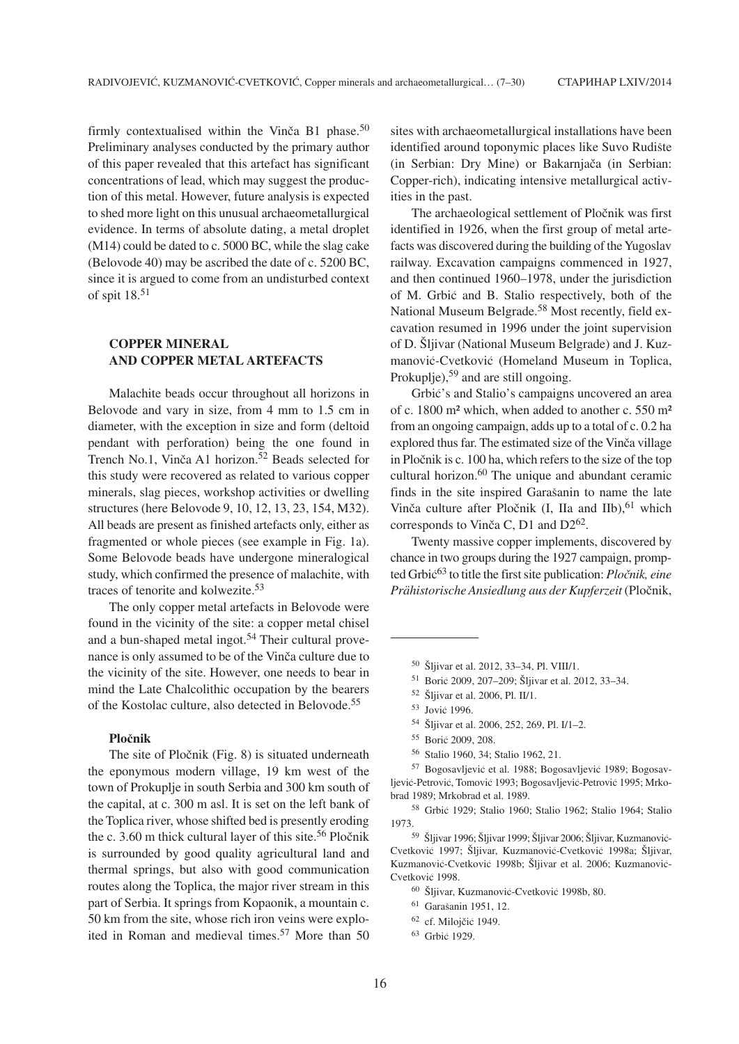firmly contextualised within the Vinča B1 phase.[50] Preliminary analyses conducted by the primary author of this paper revealed that this artefact has significant concentrations of lead, which may suggest the production of this metal. However, future analysis is expected to shed more light on this unusual archaeometallurgical evidence. In terms of absolute dating, a metal droplet (M14) could be dated to c. 5000 BC, while the slag cake (Belovode 40) may be ascribed the date of c. 5200 BC, since it is argued to come from an undisturbed context of spit 18.[51]

## COPPER MINERAL AND COPPER METAL ARTEFACTS

Malachite beads occur throughout all horizons in Belovode and vary in size, from 4 mm to 1.5 cm in diameter, with the exception in size and form (deltoid pendant with perforation) being the one found in Trench No.1, Vinča A1 horizon.[52] Beads selected for this study were recovered as related to various copper minerals, slag pieces, workshop activities or dwelling structures (here Belovode 9, 10, 12, 13, 23, 154, M32). All beads are present as finished artefacts only, either as fragmented or whole pieces (see example in Fig. 1a). Some Belovode beads have undergone mineralogical study, which confirmed the presence of malachite, with traces of tenorite and kolwezite.[53]

The only copper metal artefacts in Belovode were found in the vicinity of the site: a copper metal chisel and a bun-shaped metal ingot.[54] Their cultural provenance is only assumed to be of the Vinča culture due to the vicinity of the site. However, one needs to bear in mind the Late Chalcolithic occupation by the bearers of the Kostolac culture, also detected in Belovode.[55]

### Pločnik

The site of Pločnik (Fig. 8) is situated underneath the eponymous modern village, 19 km west of the town of Prokuplje in south Serbia and 300 km south of the capital, at c. 300 m asl. It is set on the left bank of the Toplica river, whose shifted bed is presently eroding the c. 3.60 m thick cultural layer of this site.[56] Pločnik is surrounded by good quality agricultural land and thermal springs, but also with good communication routes along the Toplica, the major river stream in this part of Serbia. It springs from Kopaonik, a mountain c. 50 km from the site, whose rich iron veins were exploited in Roman and medieval times.[57] More than 50 sites with archaeometallurgical installations have been identified around toponymic places like Suvo Rudište (in Serbian: Dry Mine) or Bakarnjača (in Serbian: Copper-rich), indicating intensive metallurgical activities in the past.

The archaeological settlement of Pločnik was first identified in 1926, when the first group of metal artefacts was discovered during the building of the Yugoslav railway. Excavation campaigns commenced in 1927, and then continued 1960–1978, under the jurisdiction of M. Grbić and B. Stalio respectively, both of the National Museum Belgrade.[58] Most recently, field excavation resumed in 1996 under the joint supervision of D. Šljivar (National Museum Belgrade) and J. Kuzmanović-Cvetković (Homeland Museum in Toplica, Prokuplje),[59] and are still ongoing.

Grbić's and Stalio's campaigns uncovered an area of c. 1800 m² which, when added to another c. 550 m² from an ongoing campaign, adds up to a total of c. 0.2 ha explored thus far. The estimated size of the Vinča village in Pločnik is c. 100 ha, which refers to the size of the top cultural horizon.[60] The unique and abundant ceramic finds in the site inspired Garašanin to name the late Vinča culture after Pločnik (I, IIa and IIb),[61] which corresponds to Vinča C, D1 and D2[62].

Twenty massive copper implements, discovered by chance in two groups during the 1927 campaign, prompted Grbić[63] to title the first site publication: *Pločnik, eine Prähistorische Ansiedlung aus der Kupferzeit* (Pločnik,

---

[50] Šljivar et al. 2012, 33–34, Pl. VIII/1.

[51] Borić 2009, 207–209; Šljivar et al. 2012, 33–34.

[52] Šljivar et al. 2006, Pl. II/1.

[53] Jović 1996.

[54] Šljivar et al. 2006, 252, 269, Pl. I/1–2.

[55] Borić 2009, 208.

[56] Stalio 1960, 34; Stalio 1962, 21.

[57] Bogosavljević et al. 1988; Bogosavljević 1989; Bogosavljević-Petrović, Tomović 1993; Bogosavljević-Petrović 1995; Mrkobrad 1989; Mrkobrad et al. 1989.

[58] Grbić 1929; Stalio 1960; Stalio 1962; Stalio 1964; Stalio 1973.

[59] Šljivar 1996; Šljivar 1999; Šljivar 2006; Šljivar, Kuzmanović-Cvetković 1997; Šljivar, Kuzmanović-Cvetković 1998a; Šljivar, Kuzmanović-Cvetković 1998b; Šljivar et al. 2006; Kuzmanović-Cvetković 1998.

[60] Šljivar, Kuzmanović-Cvetković 1998b, 80.

[61] Garašanin 1951, 12.

[62] cf. Milojčić 1949.

[63] Grbić 1929.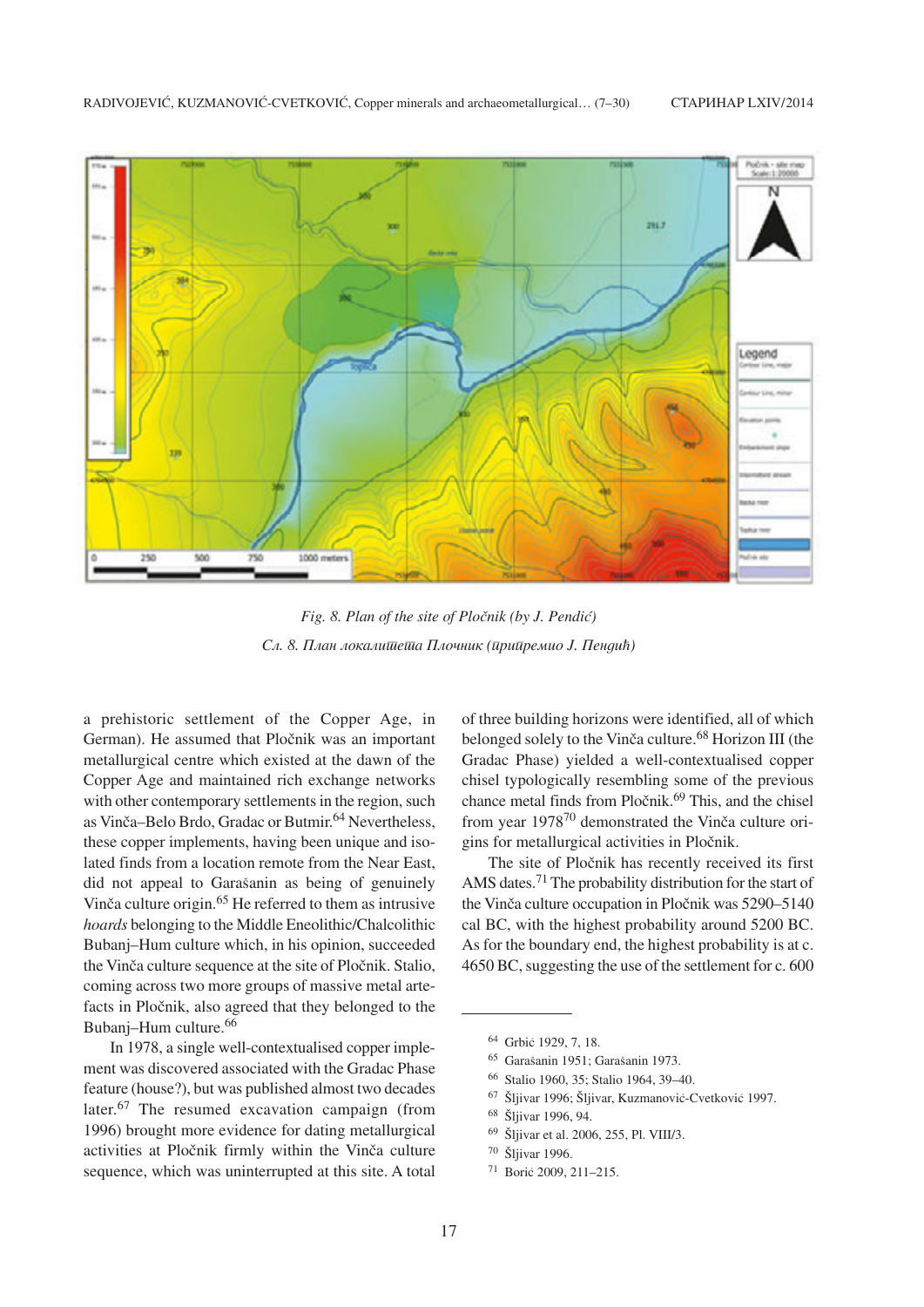Fig. 8. Plan of the site of Pločnik (by J. Pendić)

*Сл. 8. План локалитета Плочник (приредио J. Пендић)*

a prehistoric settlement of the Copper Age, in German). He assumed that Pločnik was an important metallurgical centre which existed at the dawn of the Copper Age and maintained rich exchange networks with other contemporary settlements in the region, such as Vinča–Belo Brdo, Gradac or Butmir.[64] Nevertheless, these copper implements, having been unique and isolated finds from a location remote from the Near East, did not appeal to Garašanin as being of genuinely Vinča culture origin.[65] He referred to them as intrusive *hoards* belonging to the Middle Eneolithic/Chalcolithic Bubanj–Hum culture which, in his opinion, succeeded the Vinča culture sequence at the site of Pločnik. Stalio, coming across two more groups of massive metal artefacts in Pločnik, also agreed that they belonged to the Bubanj–Hum culture.[66]

In 1978, a single well-contextualised copper implement was discovered associated with the Gradac Phase feature (house?), but was published almost two decades later.[67] The resumed excavation campaign (from 1996) brought more evidence for dating metallurgical activities at Pločnik firmly within the Vinča culture sequence, which was uninterrupted at this site. A total of three building horizons were identified, all of which belonged solely to the Vinča culture.[68] Horizon III (the Gradac Phase) yielded a well-contextualised copper chisel typologically resembling some of the previous chance metal finds from Pločnik.[69] This, and the chisel from year 1978[70] demonstrated the Vinča culture origins for metallurgical activities in Pločnik.

The site of Pločnik has recently received its first AMS dates.[71] The probability distribution for the start of the Vinča culture occupation in Pločnik was 5290–5140 cal BC, with the highest probability around 5200 BC. As for the boundary end, the highest probability is at c. 4650 BC, suggesting the use of the settlement for c. 600

---

[64] Grbić 1929, 7, 18.

[65] Garašanin 1951; Garašanin 1973.

[66] Stalio 1960, 35; Stalio 1964, 39–40.

[67] Šljivar 1996; Šljivar, Kuzmanović-Cvetković 1997.

[68] Šljivar 1996, 94.

[69] Šljivar et al. 2006, 255, Pl. VIII/3.

[70] Šljivar 1996.

[71] Borić 2009, 211–215.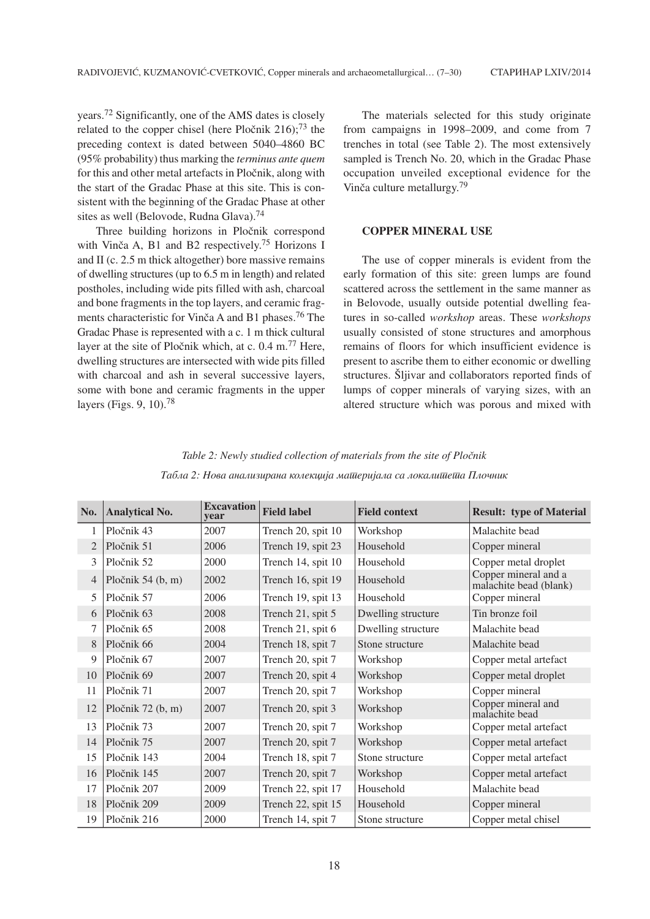years.[72] Significantly, one of the AMS dates is closely related to the copper chisel (here Pločnik 216);[73] the preceding context is dated between 5040–4860 BC (95% probability) thus marking the *terminus ante quem* for this and other metal artefacts in Pločnik, along with the start of the Gradac Phase at this site. This is consistent with the beginning of the Gradac Phase at other sites as well (Belovode, Rudna Glava).[74]

Three building horizons in Pločnik correspond with Vinča A, B1 and B2 respectively.[75] Horizons I and II (c. 2.5 m thick altogether) bore massive remains of dwelling structures (up to 6.5 m in length) and related postholes, including wide pits filled with ash, charcoal and bone fragments in the top layers, and ceramic fragments characteristic for Vinča A and B1 phases.[76] The Gradac Phase is represented with a c. 1 m thick cultural layer at the site of Pločnik which, at c. 0.4 m.[77] Here, dwelling structures are intersected with wide pits filled with charcoal and ash in several successive layers, some with bone and ceramic fragments in the upper layers (Figs. 9, 10).[78]

The materials selected for this study originate from campaigns in 1998–2009, and come from 7 trenches in total (see Table 2). The most extensively sampled is Trench No. 20, which in the Gradac Phase occupation unveiled exceptional evidence for the Vinča culture metallurgy.[79]

## COPPER MINERAL USE

The use of copper minerals is evident from the early formation of this site: green lumps are found scattered across the settlement in the same manner as in Belovode, usually outside potential dwelling features in so-called *workshop* areas. These *workshops* usually consisted of stone structures and amorphous remains of floors for which insufficient evidence is present to ascribe them to either economic or dwelling structures. Šljivar and collaborators reported finds of lumps of copper minerals of varying sizes, with an altered structure which was porous and mixed with

*Table 2: Newly studied collection of materials from the site of Pločnik*

*Табла 2: Нова анализирана колекција материјала са локалитета Плочник*

| No. | Analytical No. | Excavation year | Field label | Field context | Result: type of Material |
|---|---|---|---|---|---|
| 1 | Pločnik 43 | 2007 | Trench 20, spit 10 | Workshop | Malachite bead |
| 2 | Pločnik 51 | 2006 | Trench 19, spit 23 | Household | Copper mineral |
| 3 | Pločnik 52 | 2000 | Trench 14, spit 10 | Household | Copper metal droplet |
| 4 | Pločnik 54 (b, m) | 2002 | Trench 16, spit 19 | Household | Copper mineral and a malachite bead (blank) |
| 5 | Pločnik 57 | 2006 | Trench 19, spit 13 | Household | Copper mineral |
| 6 | Pločnik 63 | 2008 | Trench 21, spit 5 | Dwelling structure | Tin bronze foil |
| 7 | Pločnik 65 | 2008 | Trench 21, spit 6 | Dwelling structure | Malachite bead |
| 8 | Pločnik 66 | 2004 | Trench 18, spit 7 | Stone structure | Malachite bead |
| 9 | Pločnik 67 | 2007 | Trench 20, spit 7 | Workshop | Copper metal artefact |
| 10 | Pločnik 69 | 2007 | Trench 20, spit 4 | Workshop | Copper metal droplet |
| 11 | Pločnik 71 | 2007 | Trench 20, spit 7 | Workshop | Copper mineral |
| 12 | Pločnik 72 (b, m) | 2007 | Trench 20, spit 3 | Workshop | Copper mineral and malachite bead |
| 13 | Pločnik 73 | 2007 | Trench 20, spit 7 | Workshop | Copper metal artefact |
| 14 | Pločnik 75 | 2007 | Trench 20, spit 7 | Workshop | Copper metal artefact |
| 15 | Pločnik 143 | 2004 | Trench 18, spit 7 | Stone structure | Copper metal artefact |
| 16 | Pločnik 145 | 2007 | Trench 20, spit 7 | Workshop | Copper metal artefact |
| 17 | Pločnik 207 | 2009 | Trench 22, spit 17 | Household | Malachite bead |
| 18 | Pločnik 209 | 2009 | Trench 22, spit 15 | Household | Copper mineral |
| 19 | Pločnik 216 | 2000 | Trench 14, spit 7 | Stone structure | Copper metal chisel |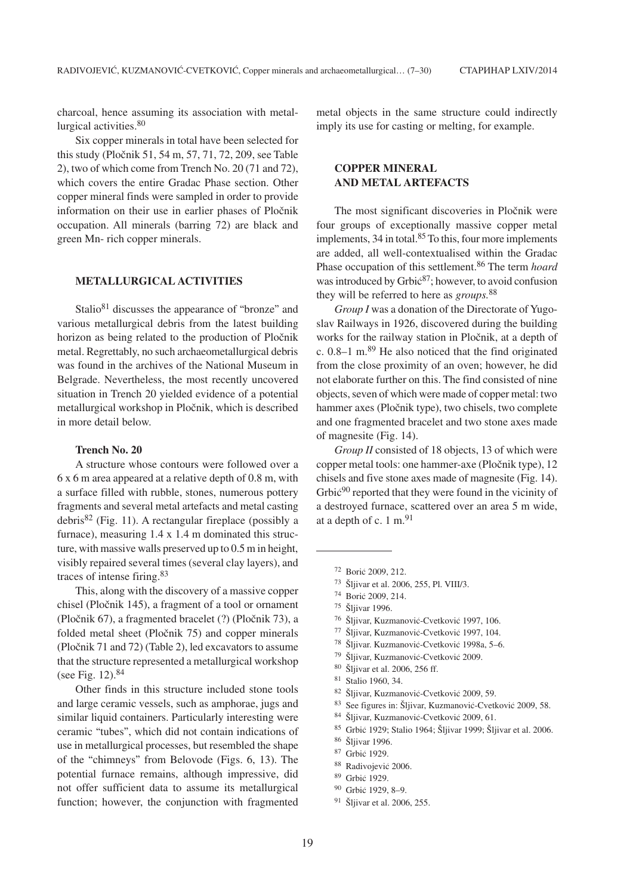charcoal, hence assuming its association with metallurgical activities.[80]

Six copper minerals in total have been selected for this study (Pločnik 51, 54 m, 57, 71, 72, 209, see Table 2), two of which come from Trench No. 20 (71 and 72), which covers the entire Gradac Phase section. Other copper mineral finds were sampled in order to provide information on their use in earlier phases of Pločnik occupation. All minerals (barring 72) are black and green Mn- rich copper minerals.

## METALLURGICAL ACTIVITIES

Stalio[81] discusses the appearance of "bronze" and various metallurgical debris from the latest building horizon as being related to the production of Pločnik metal. Regrettably, no such archaeometallurgical debris was found in the archives of the National Museum in Belgrade. Nevertheless, the most recently uncovered situation in Trench 20 yielded evidence of a potential metallurgical workshop in Pločnik, which is described in more detail below.

### Trench No. 20

A structure whose contours were followed over a 6 x 6 m area appeared at a relative depth of 0.8 m, with a surface filled with rubble, stones, numerous pottery fragments and several metal artefacts and metal casting debris[82] (Fig. 11). A rectangular fireplace (possibly a furnace), measuring 1.4 x 1.4 m dominated this structure, with massive walls preserved up to 0.5 m in height, visibly repaired several times (several clay layers), and traces of intense firing.[83]

This, along with the discovery of a massive copper chisel (Pločnik 145), a fragment of a tool or ornament (Pločnik 67), a fragmented bracelet (?) (Pločnik 73), a folded metal sheet (Pločnik 75) and copper minerals (Pločnik 71 and 72) (Table 2), led excavators to assume that the structure represented a metallurgical workshop (see Fig. 12).[84]

Other finds in this structure included stone tools and large ceramic vessels, such as amphorae, jugs and similar liquid containers. Particularly interesting were ceramic "tubes", which did not contain indications of use in metallurgical processes, but resembled the shape of the "chimneys" from Belovode (Figs. 6, 13). The potential furnace remains, although impressive, did not offer sufficient data to assume its metallurgical function; however, the conjunction with fragmented metal objects in the same structure could indirectly imply its use for casting or melting, for example.

## COPPER MINERAL AND METAL ARTEFACTS

The most significant discoveries in Pločnik were four groups of exceptionally massive copper metal implements, 34 in total.[85] To this, four more implements are added, all well-contextualised within the Gradac Phase occupation of this settlement.[86] The term *hoard* was introduced by Grbić[87]; however, to avoid confusion they will be referred to here as *groups.*[88]

*Group I* was a donation of the Directorate of Yugoslav Railways in 1926, discovered during the building works for the railway station in Pločnik, at a depth of c. 0.8–1 m.[89] He also noticed that the find originated from the close proximity of an oven; however, he did not elaborate further on this. The find consisted of nine objects, seven of which were made of copper metal: two hammer axes (Pločnik type), two chisels, two complete and one fragmented bracelet and two stone axes made of magnesite (Fig. 14).

*Group II* consisted of 18 objects, 13 of which were copper metal tools: one hammer-axe (Pločnik type), 12 chisels and five stone axes made of magnesite (Fig. 14). Grbić[90] reported that they were found in the vicinity of a destroyed furnace, scattered over an area 5 m wide, at a depth of c. 1 m.[91]

---

[72] Borić 2009, 212.
[73] Šljivar et al. 2006, 255, Pl. VIII/3.
[74] Borić 2009, 214.
[75] Šljivar 1996.
[76] Šljivar, Kuzmanović-Cvetković 1997, 106.
[77] Šljivar, Kuzmanović-Cvetković 1997, 104.
[78] Šljivar. Kuzmanović-Cvetković 1998a, 5–6.
[79] Šljivar, Kuzmanović-Cvetković 2009.
[80] Šljivar et al. 2006, 256 ff.
[81] Stalio 1960, 34.
[82] Šljivar, Kuzmanović-Cvetković 2009, 59.
[83] See figures in: Šljivar, Kuzmanović-Cvetković 2009, 58.
[84] Šljivar, Kuzmanović-Cvetković 2009, 61.
[85] Grbić 1929; Stalio 1964; Šljivar 1999; Šljivar et al. 2006.
[86] Šljivar 1996.
[87] Grbić 1929.
[88] Radivojević 2006.
[89] Grbić 1929.
[90] Grbić 1929, 8–9.
[91] Šljivar et al. 2006, 255.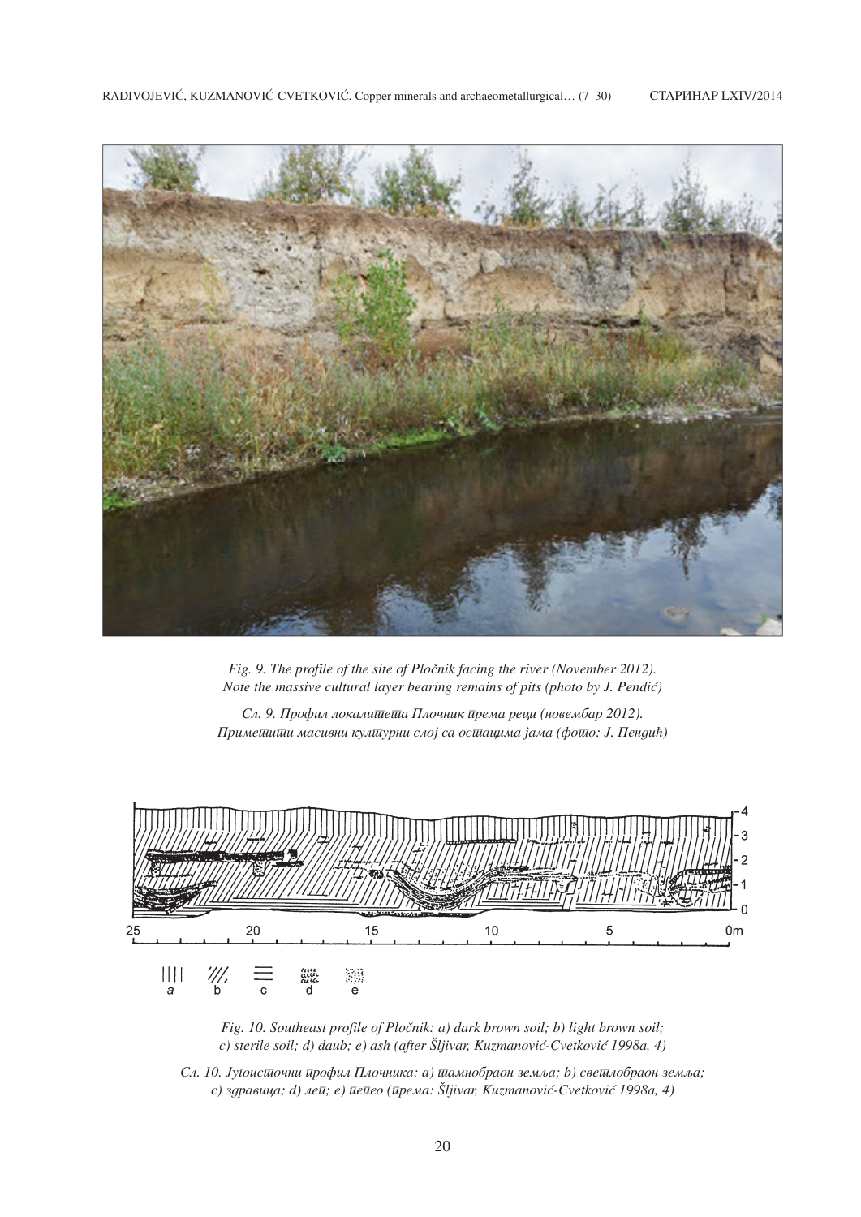*Fig. 9. The profile of the site of Pločnik facing the river (November 2012). Note the massive cultural layer bearing remains of pits (photo by J. Pendić)*

*Сл. 9. Профил локалитета Плочник према реци (новембар 2012). Приметити масивни културни слој са остацима јама (фото: Ј. Пендић)*

*Fig. 10. Southeast profile of Pločnik: a) dark brown soil; b) light brown soil; c) sterile soil; d) daub; e) ash (after Šljivar, Kuzmanović-Cvetković 1998a, 4)*

*Сл. 10. Југоисточни профил Плочника: а) тамнобраон земља; b) светлобраон земља; c) здравица; d) леп; e) пепео (према: Šljivar, Kuzmanović-Cvetković 1998a, 4)*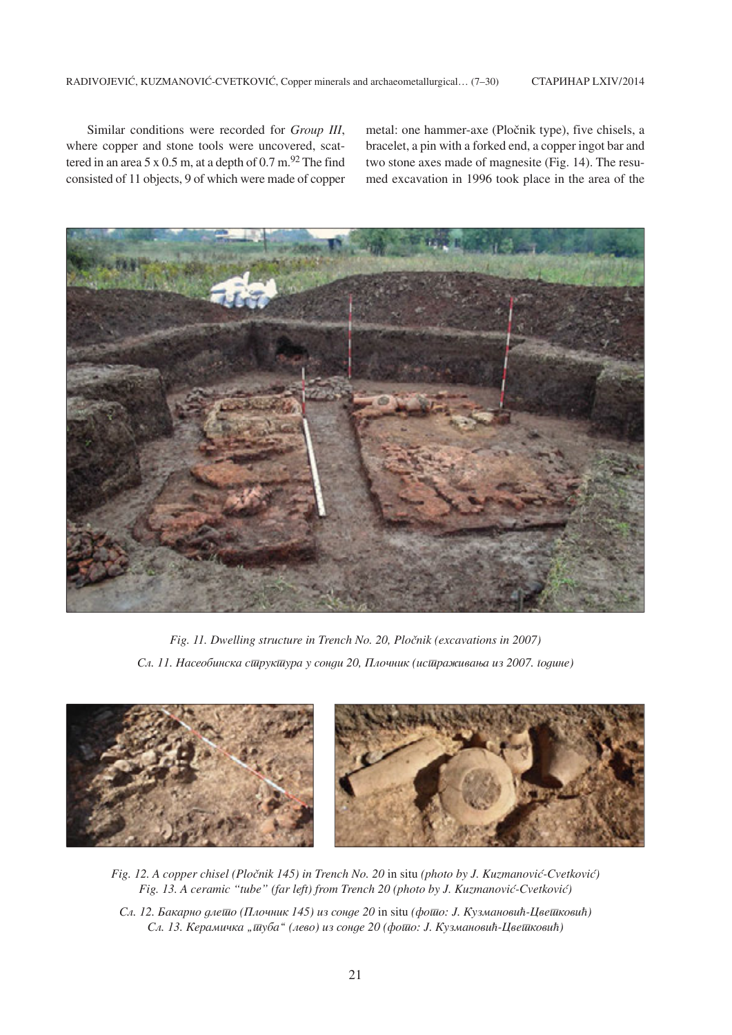Similar conditions were recorded for *Group III*, where copper and stone tools were uncovered, scattered in an area 5 x 0.5 m, at a depth of 0.7 m.[92] The find consisted of 11 objects, 9 of which were made of copper metal: one hammer-axe (Pločnik type), five chisels, a bracelet, a pin with a forked end, a copper ingot bar and two stone axes made of magnesite (Fig. 14). The resumed excavation in 1996 took place in the area of the

*Fig. 11. Dwelling structure in Trench No. 20, Pločnik (excavations in 2007)*

*Сл. 11. Насеобинска сӣрукӣура у сонди 20, Плочник (исӣраживања из 2007. ӣодине)*

*Fig. 12. A copper chisel (Pločnik 145) in Trench No. 20* in situ *(photo by J. Kuzmanović-Cvetković)*

*Fig. 13. A ceramic "tube" (far left) from Trench 20 (photo by J. Kuzmanović-Cvetković)*

*Сл. 12. Бакарно длеӣо (Плочник 145) из сонде 20* in situ *(фоӣо: Ј. Кузмановић-Цвеӣковић)*

*Сл. 13. Керамичка „ӣуба" (лево) из сонде 20 (фоӣо: Ј. Кузмановић-Цвеӣковић)*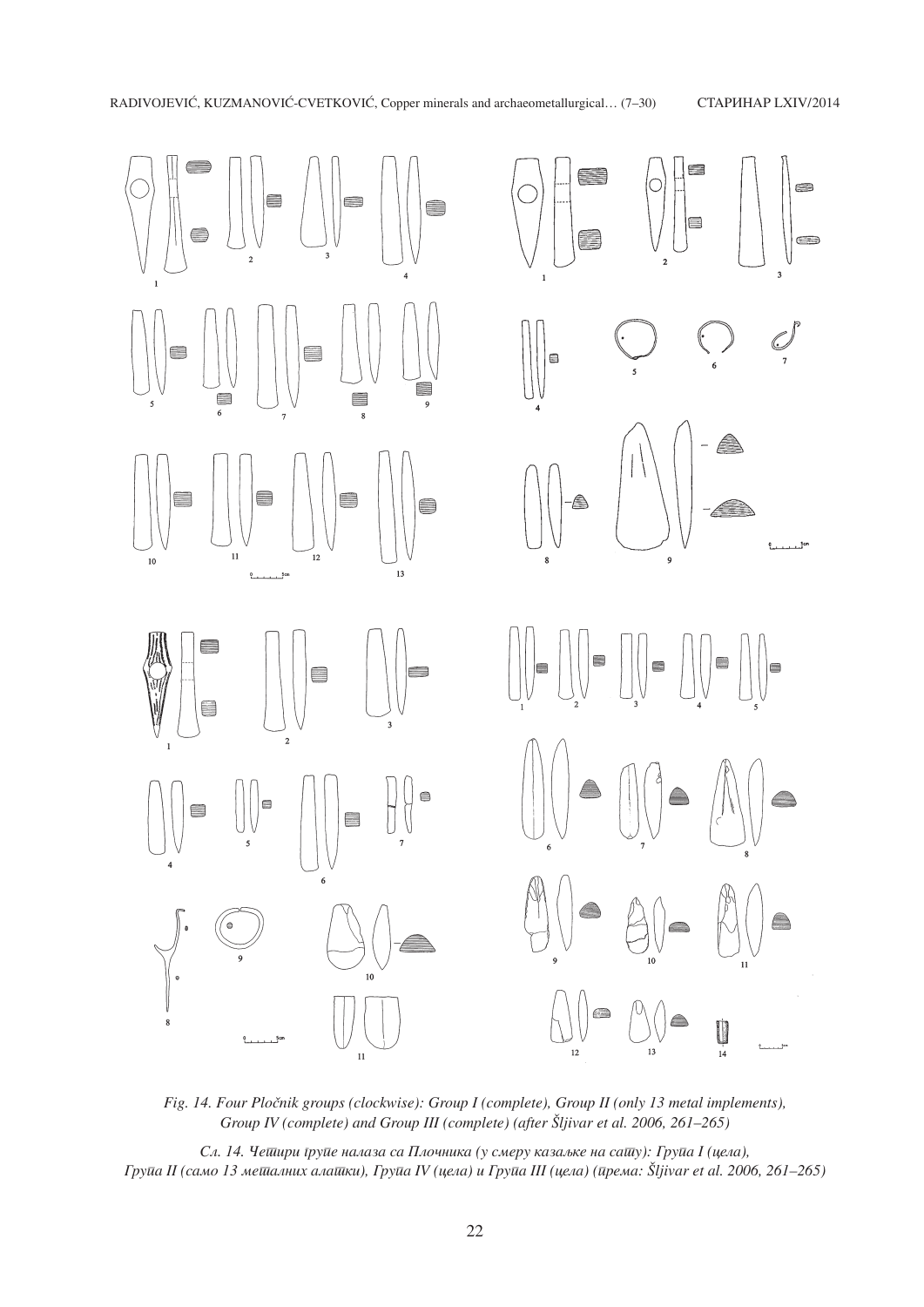*Fig. 14. Four Pločnik groups (clockwise): Group I (complete), Group II (only 13 metal implements), Group IV (complete) and Group III (complete) (after Šljivar et al. 2006, 261–265)*

*Сл. 14. Четири групе налаза са Плочника (у смеру казаљке на сату): Група I (цела), Група II (само 13 металних алатки), Група IV (цела) и Група III (цела) (према: Šljivar et al. 2006, 261–265)*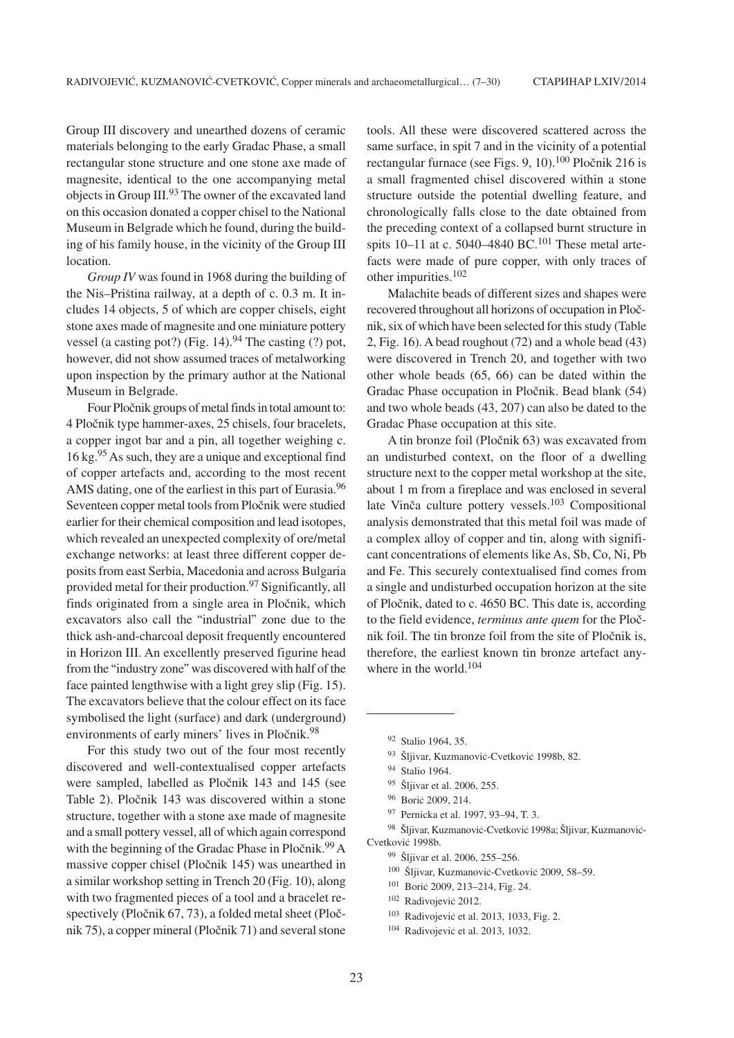Group III discovery and unearthed dozens of ceramic materials belonging to the early Gradac Phase, a small rectangular stone structure and one stone axe made of magnesite, identical to the one accompanying metal objects in Group III.[93] The owner of the excavated land on this occasion donated a copper chisel to the National Museum in Belgrade which he found, during the building of his family house, in the vicinity of the Group III location.

*Group IV* was found in 1968 during the building of the Nis–Priština railway, at a depth of c. 0.3 m. It includes 14 objects, 5 of which are copper chisels, eight stone axes made of magnesite and one miniature pottery vessel (a casting pot?) (Fig. 14).[94] The casting (?) pot, however, did not show assumed traces of metalworking upon inspection by the primary author at the National Museum in Belgrade.

Four Pločnik groups of metal finds in total amount to: 4 Pločnik type hammer-axes, 25 chisels, four bracelets, a copper ingot bar and a pin, all together weighing c. 16 kg.[95] As such, they are a unique and exceptional find of copper artefacts and, according to the most recent AMS dating, one of the earliest in this part of Eurasia.[96] Seventeen copper metal tools from Pločnik were studied earlier for their chemical composition and lead isotopes, which revealed an unexpected complexity of ore/metal exchange networks: at least three different copper deposits from east Serbia, Macedonia and across Bulgaria provided metal for their production.[97] Significantly, all finds originated from a single area in Pločnik, which excavators also call the "industrial" zone due to the thick ash-and-charcoal deposit frequently encountered in Horizon III. An excellently preserved figurine head from the "industry zone" was discovered with half of the face painted lengthwise with a light grey slip (Fig. 15). The excavators believe that the colour effect on its face symbolised the light (surface) and dark (underground) environments of early miners' lives in Pločnik.[98]

For this study two out of the four most recently discovered and well-contextualised copper artefacts were sampled, labelled as Pločnik 143 and 145 (see Table 2). Pločnik 143 was discovered within a stone structure, together with a stone axe made of magnesite and a small pottery vessel, all of which again correspond with the beginning of the Gradac Phase in Pločnik.[99] A massive copper chisel (Pločnik 145) was unearthed in a similar workshop setting in Trench 20 (Fig. 10), along with two fragmented pieces of a tool and a bracelet respectively (Pločnik 67, 73), a folded metal sheet (Pločnik 75), a copper mineral (Pločnik 71) and several stone tools. All these were discovered scattered across the same surface, in spit 7 and in the vicinity of a potential rectangular furnace (see Figs. 9, 10).[100] Pločnik 216 is a small fragmented chisel discovered within a stone structure outside the potential dwelling feature, and chronologically falls close to the date obtained from the preceding context of a collapsed burnt structure in spits 10–11 at c. 5040–4840 BC.[101] These metal artefacts were made of pure copper, with only traces of other impurities.[102]

Malachite beads of different sizes and shapes were recovered throughout all horizons of occupation in Pločnik, six of which have been selected for this study (Table 2, Fig. 16). A bead roughout (72) and a whole bead (43) were discovered in Trench 20, and together with two other whole beads (65, 66) can be dated within the Gradac Phase occupation in Pločnik. Bead blank (54) and two whole beads (43, 207) can also be dated to the Gradac Phase occupation at this site.

A tin bronze foil (Pločnik 63) was excavated from an undisturbed context, on the floor of a dwelling structure next to the copper metal workshop at the site, about 1 m from a fireplace and was enclosed in several late Vinča culture pottery vessels.[103] Compositional analysis demonstrated that this metal foil was made of a complex alloy of copper and tin, along with significant concentrations of elements like As, Sb, Co, Ni, Pb and Fe. This securely contextualised find comes from a single and undisturbed occupation horizon at the site of Pločnik, dated to c. 4650 BC. This date is, according to the field evidence, *terminus ante quem* for the Pločnik foil. The tin bronze foil from the site of Pločnik is, therefore, the earliest known tin bronze artefact anywhere in the world.[104]

---

[92] Stalio 1964, 35.

[93] Šljivar, Kuzmanović-Cvetković 1998b, 82.

[94] Stalio 1964.

[95] Šljivar et al. 2006, 255.

[96] Borić 2009, 214.

[97] Pernicka et al. 1997, 93–94, T. 3.

[98] Šljivar, Kuzmanović-Cvetković 1998a; Šljivar, Kuzmanović-Cvetković 1998b.

[99] Šljivar et al. 2006, 255–256.

[100] Šljivar, Kuzmanović-Cvetković 2009, 58–59.

[101] Borić 2009, 213–214, Fig. 24.

[102] Radivojević 2012.

[103] Radivojević et al. 2013, 1033, Fig. 2.

[104] Radivojević et al. 2013, 1032.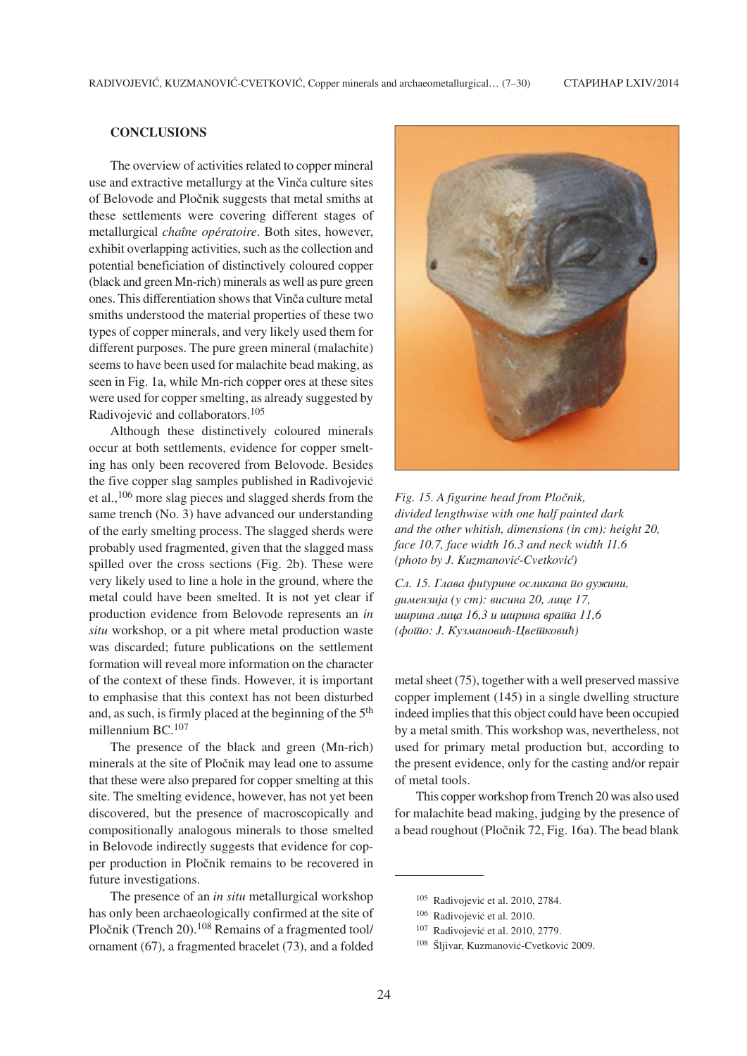## CONCLUSIONS

The overview of activities related to copper mineral use and extractive metallurgy at the Vinča culture sites of Belovode and Pločnik suggests that metal smiths at these settlements were covering different stages of metallurgical *chaîne opératoire*. Both sites, however, exhibit overlapping activities, such as the collection and potential beneficiation of distinctively coloured copper (black and green Mn-rich) minerals as well as pure green ones. This differentiation shows that Vinča culture metal smiths understood the material properties of these two types of copper minerals, and very likely used them for different purposes. The pure green mineral (malachite) seems to have been used for malachite bead making, as seen in Fig. 1a, while Mn-rich copper ores at these sites were used for copper smelting, as already suggested by Radivojević and collaborators.[105]

Although these distinctively coloured minerals occur at both settlements, evidence for copper smelting has only been recovered from Belovode. Besides the five copper slag samples published in Radivojević et al.,[106] more slag pieces and slagged sherds from the same trench (No. 3) have advanced our understanding of the early smelting process. The slagged sherds were probably used fragmented, given that the slagged mass spilled over the cross sections (Fig. 2b). These were very likely used to line a hole in the ground, where the metal could have been smelted. It is not yet clear if production evidence from Belovode represents an *in situ* workshop, or a pit where metal production waste was discarded; future publications on the settlement formation will reveal more information on the character of the context of these finds. However, it is important to emphasise that this context has not been disturbed and, as such, is firmly placed at the beginning of the 5th millennium BC.[107]

The presence of the black and green (Mn-rich) minerals at the site of Pločnik may lead one to assume that these were also prepared for copper smelting at this site. The smelting evidence, however, has not yet been discovered, but the presence of macroscopically and compositionally analogous minerals to those smelted in Belovode indirectly suggests that evidence for copper production in Pločnik remains to be recovered in future investigations.

The presence of an *in situ* metallurgical workshop has only been archaeologically confirmed at the site of Pločnik (Trench 20).[108] Remains of a fragmented tool/ornament (67), a fragmented bracelet (73), and a folded metal sheet (75), together with a well preserved massive copper implement (145) in a single dwelling structure indeed implies that this object could have been occupied by a metal smith. This workshop was, nevertheless, not used for primary metal production but, according to the present evidence, only for the casting and/or repair of metal tools.

This copper workshop from Trench 20 was also used for malachite bead making, judging by the presence of a bead roughout (Pločnik 72, Fig. 16a). The bead blank

*Fig. 15. A figurine head from Pločnik, divided lengthwise with one half painted dark and the other whitish, dimensions (in cm): height 20, face 10.7, face width 16.3 and neck width 11.6 (photo by J. Kuzmanović-Cvetković)*

*Сл. 15. Глава фигурине осликана по дужини, димензија (у cm): висина 20, лице 17, ширина лица 16,3 и ширина врата 11,6 (фото: Ј. Кузмановић-Цветковић)*

---

[105] Radivojević et al. 2010, 2784.

[106] Radivojević et al. 2010.

[107] Radivojević et al. 2010, 2779.

[108] Šljivar, Kuzmanović-Cvetković 2009.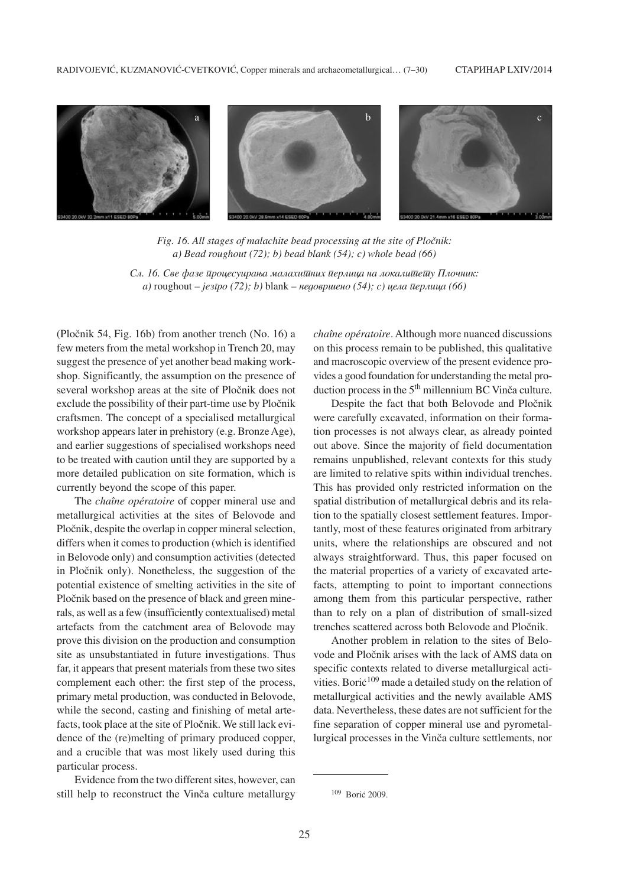*Fig. 16. All stages of malachite bead processing at the site of Pločnik: a) Bead roughout (72); b) bead blank (54); c) whole bead (66)*

*Сл. 16. Све фазе процесуирања малахитних перлица на локалитету Плочник: а)* roughout – *језгро (72); b)* blank – *недовршено (54); c) цела перлица (66)*

(Pločnik 54, Fig. 16b) from another trench (No. 16) a few meters from the metal workshop in Trench 20, may suggest the presence of yet another bead making workshop. Significantly, the assumption on the presence of several workshop areas at the site of Pločnik does not exclude the possibility of their part-time use by Pločnik craftsmen. The concept of a specialised metallurgical workshop appears later in prehistory (e.g. Bronze Age), and earlier suggestions of specialised workshops need to be treated with caution until they are supported by a more detailed publication on site formation, which is currently beyond the scope of this paper.

The *chaîne opératoire* of copper mineral use and metallurgical activities at the sites of Belovode and Pločnik, despite the overlap in copper mineral selection, differs when it comes to production (which is identified in Belovode only) and consumption activities (detected in Pločnik only). Nonetheless, the suggestion of the potential existence of smelting activities in the site of Pločnik based on the presence of black and green minerals, as well as a few (insufficiently contextualised) metal artefacts from the catchment area of Belovode may prove this division on the production and consumption site as unsubstantiated in future investigations. Thus far, it appears that present materials from these two sites complement each other: the first step of the process, primary metal production, was conducted in Belovode, while the second, casting and finishing of metal artefacts, took place at the site of Pločnik. We still lack evidence of the (re)melting of primary produced copper, and a crucible that was most likely used during this particular process.

Evidence from the two different sites, however, can still help to reconstruct the Vinča culture metallurgy *chaîne opératoire*. Although more nuanced discussions on this process remain to be published, this qualitative and macroscopic overview of the present evidence provides a good foundation for understanding the metal production process in the 5th millennium BC Vinča culture.

Despite the fact that both Belovode and Pločnik were carefully excavated, information on their formation processes is not always clear, as already pointed out above. Since the majority of field documentation remains unpublished, relevant contexts for this study are limited to relative spits within individual trenches. This has provided only restricted information on the spatial distribution of metallurgical debris and its relation to the spatially closest settlement features. Importantly, most of these features originated from arbitrary units, where the relationships are obscured and not always straightforward. Thus, this paper focused on the material properties of a variety of excavated artefacts, attempting to point to important connections among them from this particular perspective, rather than to rely on a plan of distribution of small-sized trenches scattered across both Belovode and Pločnik.

Another problem in relation to the sites of Belovode and Pločnik arises with the lack of AMS data on specific contexts related to diverse metallurgical activities. Borić[109] made a detailed study on the relation of metallurgical activities and the newly available AMS data. Nevertheless, these dates are not sufficient for the fine separation of copper mineral use and pyrometallurgical processes in the Vinča culture settlements, nor

[109] Borić 2009.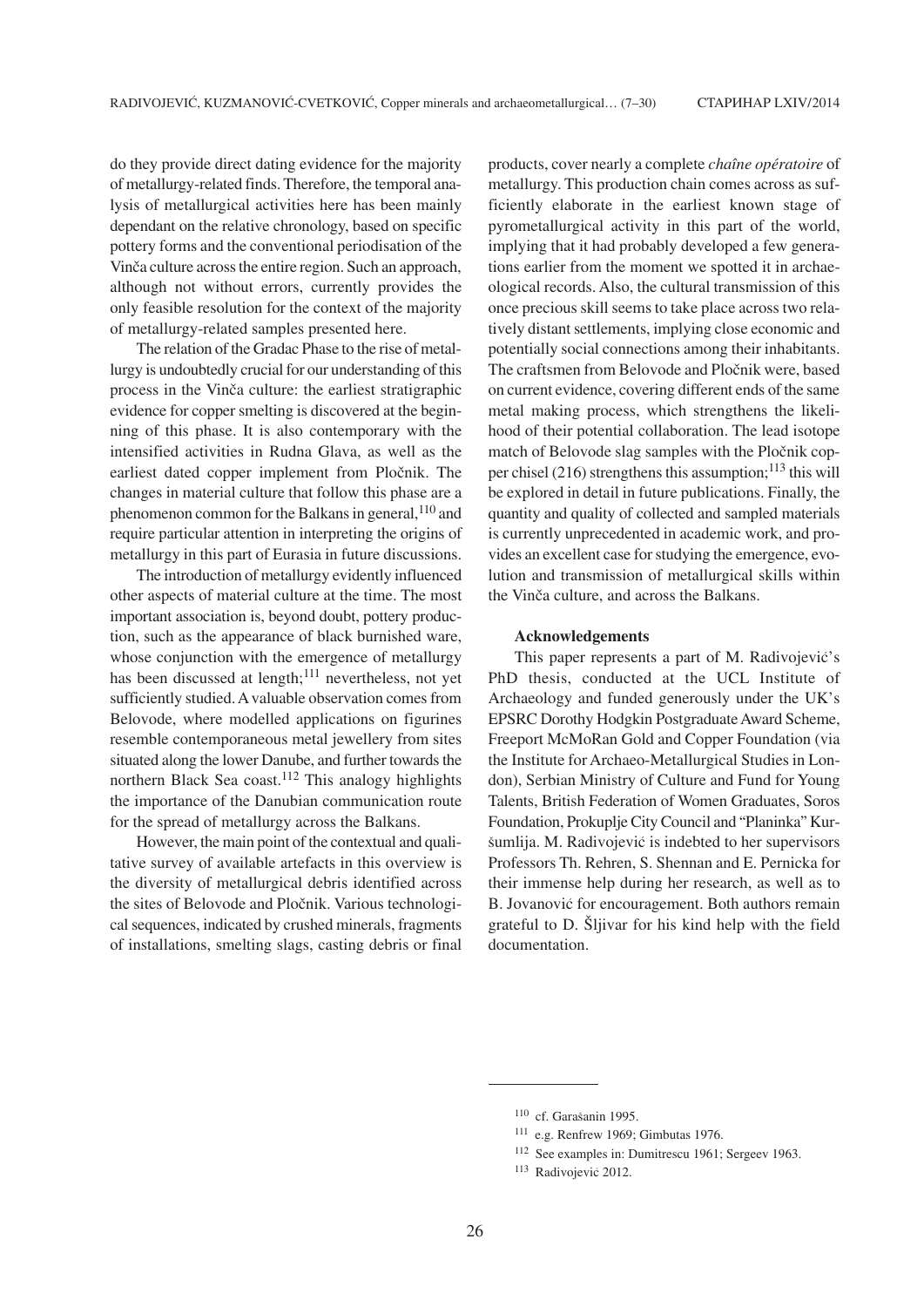do they provide direct dating evidence for the majority of metallurgy-related finds. Therefore, the temporal analysis of metallurgical activities here has been mainly dependant on the relative chronology, based on specific pottery forms and the conventional periodisation of the Vinča culture across the entire region. Such an approach, although not without errors, currently provides the only feasible resolution for the context of the majority of metallurgy-related samples presented here.

The relation of the Gradac Phase to the rise of metallurgy is undoubtedly crucial for our understanding of this process in the Vinča culture: the earliest stratigraphic evidence for copper smelting is discovered at the beginning of this phase. It is also contemporary with the intensified activities in Rudna Glava, as well as the earliest dated copper implement from Pločnik. The changes in material culture that follow this phase are a phenomenon common for the Balkans in general,[110] and require particular attention in interpreting the origins of metallurgy in this part of Eurasia in future discussions.

The introduction of metallurgy evidently influenced other aspects of material culture at the time. The most important association is, beyond doubt, pottery production, such as the appearance of black burnished ware, whose conjunction with the emergence of metallurgy has been discussed at length;[111] nevertheless, not yet sufficiently studied. A valuable observation comes from Belovode, where modelled applications on figurines resemble contemporaneous metal jewellery from sites situated along the lower Danube, and further towards the northern Black Sea coast.[112] This analogy highlights the importance of the Danubian communication route for the spread of metallurgy across the Balkans.

However, the main point of the contextual and qualitative survey of available artefacts in this overview is the diversity of metallurgical debris identified across the sites of Belovode and Pločnik. Various technological sequences, indicated by crushed minerals, fragments of installations, smelting slags, casting debris or final products, cover nearly a complete *chaîne opératoire* of metallurgy. This production chain comes across as sufficiently elaborate in the earliest known stage of pyrometallurgical activity in this part of the world, implying that it had probably developed a few generations earlier from the moment we spotted it in archaeological records. Also, the cultural transmission of this once precious skill seems to take place across two relatively distant settlements, implying close economic and potentially social connections among their inhabitants. The craftsmen from Belovode and Pločnik were, based on current evidence, covering different ends of the same metal making process, which strengthens the likelihood of their potential collaboration. The lead isotope match of Belovode slag samples with the Pločnik copper chisel (216) strengthens this assumption;[113] this will be explored in detail in future publications. Finally, the quantity and quality of collected and sampled materials is currently unprecedented in academic work, and provides an excellent case for studying the emergence, evolution and transmission of metallurgical skills within the Vinča culture, and across the Balkans.

#### Acknowledgements

This paper represents a part of M. Radivojević's PhD thesis, conducted at the UCL Institute of Archaeology and funded generously under the UK's EPSRC Dorothy Hodgkin Postgraduate Award Scheme, Freeport McMoRan Gold and Copper Foundation (via the Institute for Archaeo-Metallurgical Studies in London), Serbian Ministry of Culture and Fund for Young Talents, British Federation of Women Graduates, Soros Foundation, Prokuplje City Council and "Planinka" Kuršumlija. M. Radivojević is indebted to her supervisors Professors Th. Rehren, S. Shennan and E. Pernicka for their immense help during her research, as well as to B. Jovanović for encouragement. Both authors remain grateful to D. Šljivar for his kind help with the field documentation.

---

[110] cf. Garašanin 1995.

[111] e.g. Renfrew 1969; Gimbutas 1976.

[112] See examples in: Dumitrescu 1961; Sergeev 1963.

[113] Radivojević 2012.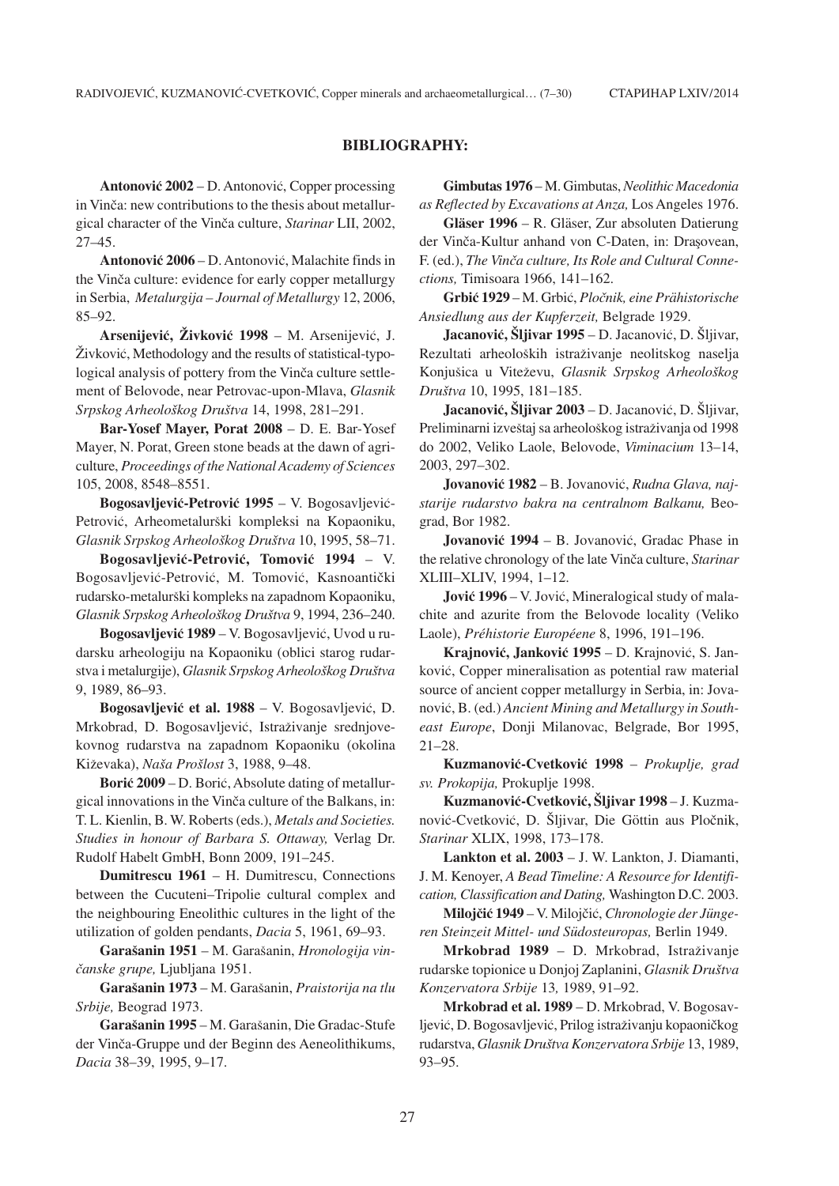## BIBLIOGRAPHY:

**Antonović 2002** – D. Antonović, Copper processing in Vinča: new contributions to the thesis about metallurgical character of the Vinča culture, *Starinar* LII, 2002, 27–45.

**Antonović 2006** – D. Antonović, Malachite finds in the Vinča culture: evidence for early copper metallurgy in Serbia, *Metalurgija – Journal of Metallurgy* 12, 2006, 85–92.

**Arsenijević, Živković 1998** – M. Arsenijević, J. Živković, Methodology and the results of statistical-typological analysis of pottery from the Vinča culture settlement of Belovode, near Petrovac-upon-Mlava, *Glasnik Srpskog Arheološkog Društva* 14, 1998, 281–291.

**Bar-Yosef Mayer, Porat 2008** – D. E. Bar-Yosef Mayer, N. Porat, Green stone beads at the dawn of agriculture, *Proceedings of the National Academy of Sciences* 105, 2008, 8548–8551.

**Bogosavljević-Petrović 1995** – V. Bogosavljević-Petrović, Arheometalurški kompleksi na Kopaoniku, *Glasnik Srpskog Arheološkog Društva* 10, 1995, 58–71.

**Bogosavljević-Petrović, Tomović 1994** – V. Bogosavljević-Petrović, M. Tomović, Kasnoantički rudarsko-metalurški kompleks na zapadnom Kopaoniku, *Glasnik Srpskog Arheološkog Društva* 9, 1994, 236–240.

**Bogosavljević 1989** – V. Bogosavljević, Uvod u rudarsku arheologiju na Kopaoniku (oblici starog rudarstva i metalurgije), *Glasnik Srpskog Arheološkog Društva* 9, 1989, 86–93.

**Bogosavljević et al. 1988** – V. Bogosavljević, D. Mrkobrad, D. Bogosavljević, Istraživanje srednjovekovnog rudarstva na zapadnom Kopaoniku (okolina Kiževaka), *Naša Prošlost* 3, 1988, 9–48.

**Borić 2009** – D. Borić, Absolute dating of metallurgical innovations in the Vinča culture of the Balkans, in: T. L. Kienlin, B. W. Roberts (eds.), *Metals and Societies. Studies in honour of Barbara S. Ottaway,* Verlag Dr. Rudolf Habelt GmbH, Bonn 2009, 191–245.

**Dumitrescu 1961** – H. Dumitrescu, Connections between the Cucuteni–Tripolie cultural complex and the neighbouring Eneolithic cultures in the light of the utilization of golden pendants, *Dacia* 5, 1961, 69–93.

**Garašanin 1951** – M. Garašanin, *Hronologija vinčanske grupe,* Ljubljana 1951.

**Garašanin 1973** – M. Garašanin, *Praistorija na tlu Srbije,* Beograd 1973.

**Garašanin 1995** – M. Garašanin, Die Gradac-Stufe der Vinča-Gruppe und der Beginn des Aeneolithikums, *Dacia* 38–39, 1995, 9–17.

**Gimbutas 1976** – M. Gimbutas, *Neolithic Macedonia as Reflected by Excavations at Anza,* Los Angeles 1976.

**Gläser 1996** – R. Gläser, Zur absoluten Datierung der Vinča-Kultur anhand von C-Daten, in: Draşovean, F. (ed.), *The Vinča culture, Its Role and Cultural Connections,* Timisoara 1966, 141–162.

**Grbić 1929** – M. Grbić, *Pločnik, eine Prähistorische Ansiedlung aus der Kupferzeit,* Belgrade 1929.

**Jacanović, Šljivar 1995** – D. Jacanović, D. Šljivar, Rezultati arheoloških istraživanje neolitskog naselja Konjušica u Viteževu, *Glasnik Srpskog Arheološkog Društva* 10, 1995, 181–185.

**Jacanović, Šljivar 2003** – D. Jacanović, D. Šljivar, Preliminarni izveštaj sa arheološkog istraživanja od 1998 do 2002, Veliko Laole, Belovode, *Viminacium* 13–14, 2003, 297–302.

**Jovanović 1982** – B. Jovanović, *Rudna Glava, najstarije rudarstvo bakra na centralnom Balkanu,* Beograd, Bor 1982.

**Jovanović 1994** – B. Jovanović, Gradac Phase in the relative chronology of the late Vinča culture, *Starinar* XLIII–XLIV, 1994, 1–12.

**Jović 1996** – V. Jović, Mineralogical study of malachite and azurite from the Belovode locality (Veliko Laole), *Préhistorie Européene* 8, 1996, 191–196.

**Krajnović, Janković 1995** – D. Krajnović, S. Janković, Copper mineralisation as potential raw material source of ancient copper metallurgy in Serbia, in: Jovanović, B. (ed.) *Ancient Mining and Metallurgy in Southeast Europe*, Donji Milanovac, Belgrade, Bor 1995, 21–28.

**Kuzmanović-Cvetković 1998** – *Prokuplje, grad sv. Prokopija,* Prokuplje 1998.

**Kuzmanović-Cvetković, Šljivar 1998** – J. Kuzmanović-Cvetković, D. Šljivar, Die Göttin aus Pločnik, *Starinar* XLIX, 1998, 173–178.

**Lankton et al. 2003** – J. W. Lankton, J. Diamanti, J. M. Kenoyer, *A Bead Timeline: A Resource for Identification, Classification and Dating,* Washington D.C. 2003.

**Milojčić 1949** – V. Milojčić, *Chronologie der Jüngeren Steinzeit Mittel- und Südosteuropas,* Berlin 1949.

**Mrkobrad 1989** – D. Mrkobrad, Istraživanje rudarske topionice u Donjoj Zaplanini, *Glasnik Društva Konzervatora Srbije* 13*,* 1989, 91–92.

**Mrkobrad et al. 1989** – D. Mrkobrad, V. Bogosavljević, D. Bogosavljević, Prilog istraživanju kopaoničkog rudarstva, *Glasnik Društva Konzervatora Srbije* 13, 1989, 93–95.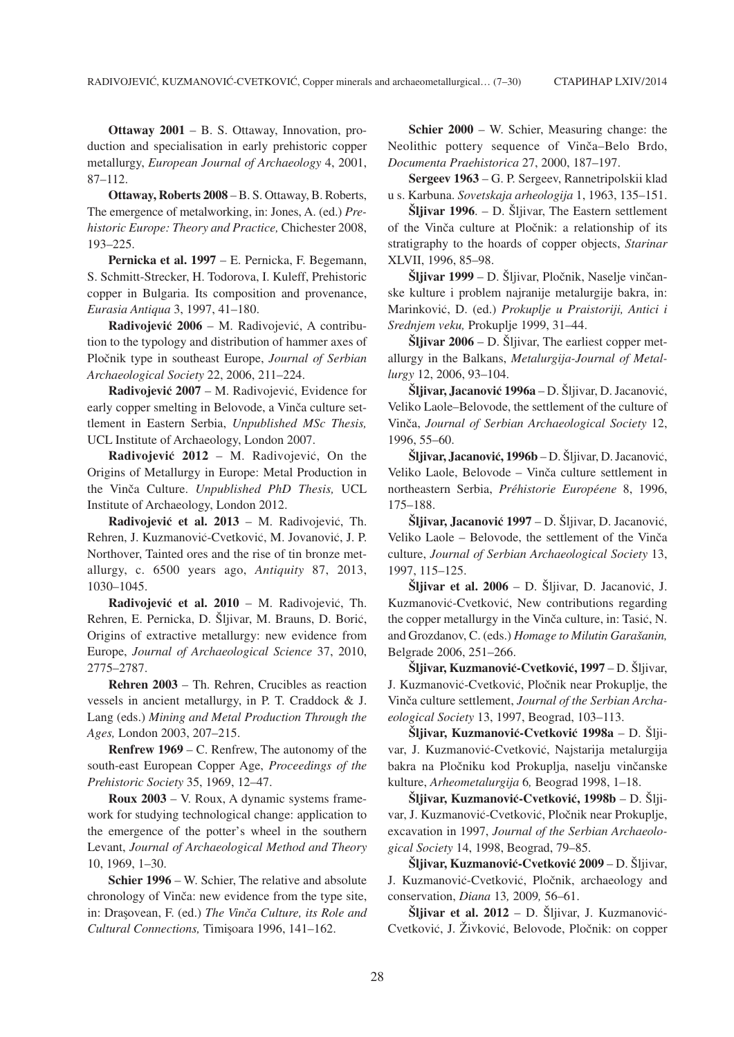**Ottaway 2001** – B. S. Ottaway, Innovation, production and specialisation in early prehistoric copper metallurgy, *European Journal of Archaeology* 4, 2001, 87–112.

**Ottaway, Roberts 2008** – B. S. Ottaway, B. Roberts, The emergence of metalworking, in: Jones, A. (ed.) *Prehistoric Europe: Theory and Practice,* Chichester 2008, 193–225.

**Pernicka et al. 1997** – E. Pernicka, F. Begemann, S. Schmitt-Strecker, H. Todorova, I. Kuleff, Prehistoric copper in Bulgaria. Its composition and provenance, *Eurasia Antiqua* 3, 1997, 41–180.

**Radivojević 2006** – M. Radivojević, A contribution to the typology and distribution of hammer axes of Pločnik type in southeast Europe, *Journal of Serbian Archaeological Society* 22, 2006, 211–224.

**Radivojević 2007** – M. Radivojević, Evidence for early copper smelting in Belovode, a Vinča culture settlement in Eastern Serbia, *Unpublished MSc Thesis,* UCL Institute of Archaeology, London 2007.

**Radivojević 2012** – M. Radivojević, On the Origins of Metallurgy in Europe: Metal Production in the Vinča Culture. *Unpublished PhD Thesis,* UCL Institute of Archaeology, London 2012.

**Radivojević et al. 2013** – M. Radivojević, Th. Rehren, J. Kuzmanović-Cvetković, M. Jovanović, J. P. Northover, Tainted ores and the rise of tin bronze metallurgy, c. 6500 years ago, *Antiquity* 87, 2013, 1030–1045.

**Radivojević et al. 2010** – M. Radivojević, Th. Rehren, E. Pernicka, D. Šljivar, M. Brauns, D. Borić, Origins of extractive metallurgy: new evidence from Europe, *Journal of Archaeological Science* 37, 2010, 2775–2787.

**Rehren 2003** – Th. Rehren, Crucibles as reaction vessels in ancient metallurgy, in P. T. Craddock & J. Lang (eds.) *Mining and Metal Production Through the Ages,* London 2003, 207–215.

**Renfrew 1969** – C. Renfrew, The autonomy of the south-east European Copper Age, *Proceedings of the Prehistoric Society* 35, 1969, 12–47.

**Roux 2003** – V. Roux, A dynamic systems framework for studying technological change: application to the emergence of the potter's wheel in the southern Levant, *Journal of Archaeological Method and Theory* 10, 1969, 1–30.

**Schier 1996** – W. Schier, The relative and absolute chronology of Vinča: new evidence from the type site, in: Draşovean, F. (ed.) *The Vinča Culture, its Role and Cultural Connections,* Timişoara 1996, 141–162.

**Schier 2000** – W. Schier, Measuring change: the Neolithic pottery sequence of Vinča–Belo Brdo, *Documenta Praehistorica* 27, 2000, 187–197.

**Sergeev 1963** – G. P. Sergeev, Rannetripolskii klad u s. Karbuna. *Sovetskaja arheologija* 1, 1963, 135–151.

**Šljivar 1996**. – D. Šljivar, The Eastern settlement of the Vinča culture at Pločnik: a relationship of its stratigraphy to the hoards of copper objects, *Starinar* XLVII, 1996, 85–98.

**Šljivar 1999** – D. Šljivar, Pločnik, Naselje vinčanske kulture i problem najranije metalurgije bakra, in: Marinković, D. (ed.) *Prokuplje u Praistoriji, Antici i Srednjem veku,* Prokuplje 1999, 31–44.

**Šljivar 2006** – D. Šljivar, The earliest copper metallurgy in the Balkans, *Metalurgija-Journal of Metallurgy* 12, 2006, 93–104.

**Šljivar, Jacanović 1996a** – D. Šljivar, D. Jacanović, Veliko Laole–Belovode, the settlement of the culture of Vinča, *Journal of Serbian Archaeological Society* 12, 1996, 55–60.

**Šljivar, Jacanović, 1996b** – D. Šljivar, D. Jacanović, Veliko Laole, Belovode – Vinča culture settlement in northeastern Serbia, *Préhistorie Européene* 8, 1996, 175–188.

**Šljivar, Jacanović 1997** – D. Šljivar, D. Jacanović, Veliko Laole – Belovode, the settlement of the Vinča culture, *Journal of Serbian Archaeological Society* 13, 1997, 115–125.

**Šljivar et al. 2006** – D. Šljivar, D. Jacanović, J. Kuzmanović-Cvetković, New contributions regarding the copper metallurgy in the Vinča culture, in: Tasić, N. and Grozdanov, C. (eds.) *Homage to Milutin Garašanin,* Belgrade 2006, 251–266.

**Šljivar, Kuzmanović-Cvetković, 1997** – D. Šljivar, J. Kuzmanović-Cvetković, Pločnik near Prokuplje, the Vinča culture settlement, *Journal of the Serbian Archaeological Society* 13, 1997, Beograd, 103–113.

**Šljivar, Kuzmanović-Cvetković 1998a** – D. Šljivar, J. Kuzmanović-Cvetković, Najstarija metalurgija bakra na Pločniku kod Prokuplja, naselju vinčanske kulture, *Arheometalurgija* 6*,* Beograd 1998, 1–18.

**Šljivar, Kuzmanović-Cvetković, 1998b** – D. Šljivar, J. Kuzmanović-Cvetković, Pločnik near Prokuplje, excavation in 1997, *Journal of the Serbian Archaeological Society* 14, 1998, Beograd, 79–85.

**Šljivar, Kuzmanović-Cvetković 2009** – D. Šljivar, J. Kuzmanović-Cvetković, Pločnik, archaeology and conservation, *Diana* 13*,* 2009*,* 56–61.

**Šljivar et al. 2012** – D. Šljivar, J. Kuzmanović-Cvetković, J. Živković, Belovode, Pločnik: on copper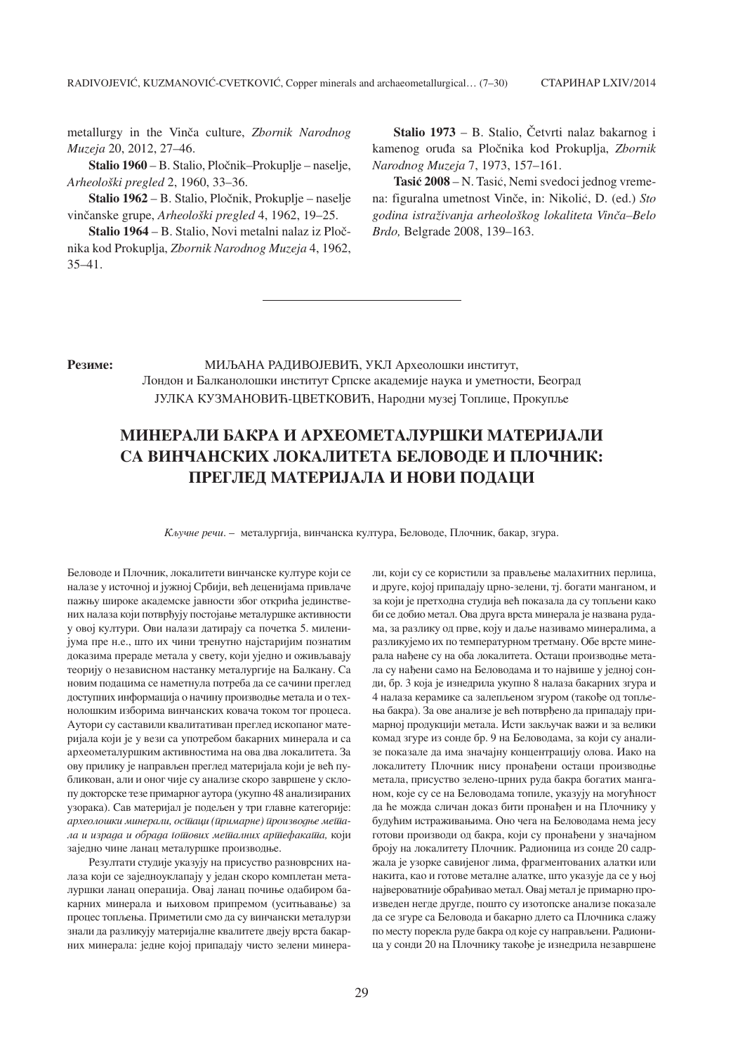metallurgy in the Vinča culture, *Zbornik Narodnog Muzeja* 20, 2012, 27–46.

**Stalio 1960** – B. Stalio, Pločnik–Prokuplje – naselje, *Arheološki pregled* 2, 1960, 33–36.

**Stalio 1962** – B. Stalio, Pločnik, Prokuplje – naselje vinčanske grupe, *Arheološki pregled* 4, 1962, 19–25.

**Stalio 1964** – B. Stalio, Novi metalni nalaz iz Pločnika kod Prokuplja, *Zbornik Narodnog Muzeja* 4, 1962, 35–41.

**Stalio 1973** – B. Stalio, Četvrti nalaz bakarnog i kamenog oruđa sa Pločnika kod Prokuplja, *Zbornik Narodnog Muzeja* 7, 1973, 157–161.

**Tasić 2008** – N. Tasić, Nemi svedoci jednog vremena: figuralna umetnost Vinče, in: Nikolić, D. (ed.) *Sto godina istraživanja arheološkog lokaliteta Vinča–Belo Brdo,* Belgrade 2008, 139–163.

---

**Резиме:**

МИЉАНА РАДИВОЈЕВИЋ, УКЛ Археолошки институт, Лондон и Балканолошки институт Српске академије наука и уметности, Београд

ЈУЛКА КУЗМАНОВИЋ-ЦВЕТКОВИЋ, Народни музеј Топлице, Прокупље

## МИНЕРАЛИ БАКРА И АРХЕОМЕТАЛУРШКИ МАТЕРИЈАЛИ СА ВИНЧАНСКИХ ЛОКАЛИТЕТА БЕЛОВОДЕ И ПЛОЧНИК: ПРЕГЛЕД МАТЕРИЈАЛА И НОВИ ПОДАЦИ

*Кључне речи.* – металургија, винчанска култура, Беловоде, Плочник, бакар, згура.

Беловоде и Плочник, локалитети винчанске културе који се налазе у источној и јужној Србији, већ деценијама привлаче пажњу широке академске јавности због открића јединствених налаза који потврђују постојање металуршке активности у овој култури. Ови налази датирају са почетка 5. миленијума пре н.е., што их чини тренутно најстаријим познатим доказима прераде метала у свету, који уједно и оживљавају теорију о независном настанку металургије на Балкану. Са новим подацима се наметнула потреба да се сачини преглед доступних информација о начину производње метала и о технолошким изборима винчанских ковача током тог процеса. Аутори су саставили квалитативан преглед ископаног материјала који је у вези са употребом бакарних минерала и са археометалуршким активностима на ова два локалитета. За ову прилику је направљен преглед материјала који је већ публикован, али и оног чије су анализе скоро завршене у склопу докторске тезе примарног аутора (укупно 48 анализираних узорака). Сав материјал је подељен у три главне категорије: *археолошки минерали, остаци (примарне) производње метала и израда и обрада готових металних артефаката,* који заједно чине ланац металуршке производње.

Резултати студије указују на присуство разноврсних налаза који се заједноуклапају у један скоро комплетан металуршки ланац операција. Овај ланац почиње одабиром бакарних минерала и њиховом припремом (уситњавање) за процес топљења. Приметили смо да су винчански металурзи знали да разликују материјалне квалитете двеју врста бакарних минерала: једне којој припадају чисто зелени минерали, који су се користили за прављење малахитних перлица, и друге, којој припадају црно-зелени, тј. богати манганом, и за који је претходна студија већ показала да су топљени како би се добио метал. Ова друга врста минерала је названа рудама, за разлику од прве, коју и даље називамо минералима, а разликујемо их по температурном третману. Обе врсте минерала нађене су на оба локалитета. Остаци производње метала су нађени само на Беловодама и то највише у једној сонди, бр. 3 која је изнедрила укупно 8 налаза бакарних згура и 4 налаза керамике са залепљеном згуром (такође од топљења бакра). За ове анализе је већ потврђено да припадају примарној продукцији метала. Исти закључак важи и за велики комад згуре из сонде бр. 9 на Беловодама, за који су анализе показале да има значајну концентрацију олова. Иако на локалитету Плочник нису пронађени остаци производње метала, присуство зелено-црних руда бакра богатих манганом, које су се на Беловодама топиле, указују на могућност да ће можда сличан доказ бити пронађен и на Плочнику у будућим истраживањима. Оно чега на Беловодама нема јесу готови производи од бакра, који су пронађени у значајном броју на локалитету Плочник. Радионица из сонде 20 садржала је узорке савијеног лима, фрагментованих алатки или накита, као и готове металне алатке, што указује да се у њој највероватније обрађивао метал. Овај метал је примарно произведен негде другде, пошто су изотопске анализе показале да се згуре са Беловода и бакарно длето са Плочника слажу по месту порекла руде бакра од које су направљени. Радионица у сонди 20 на Плочнику такође је изнедрила незавршене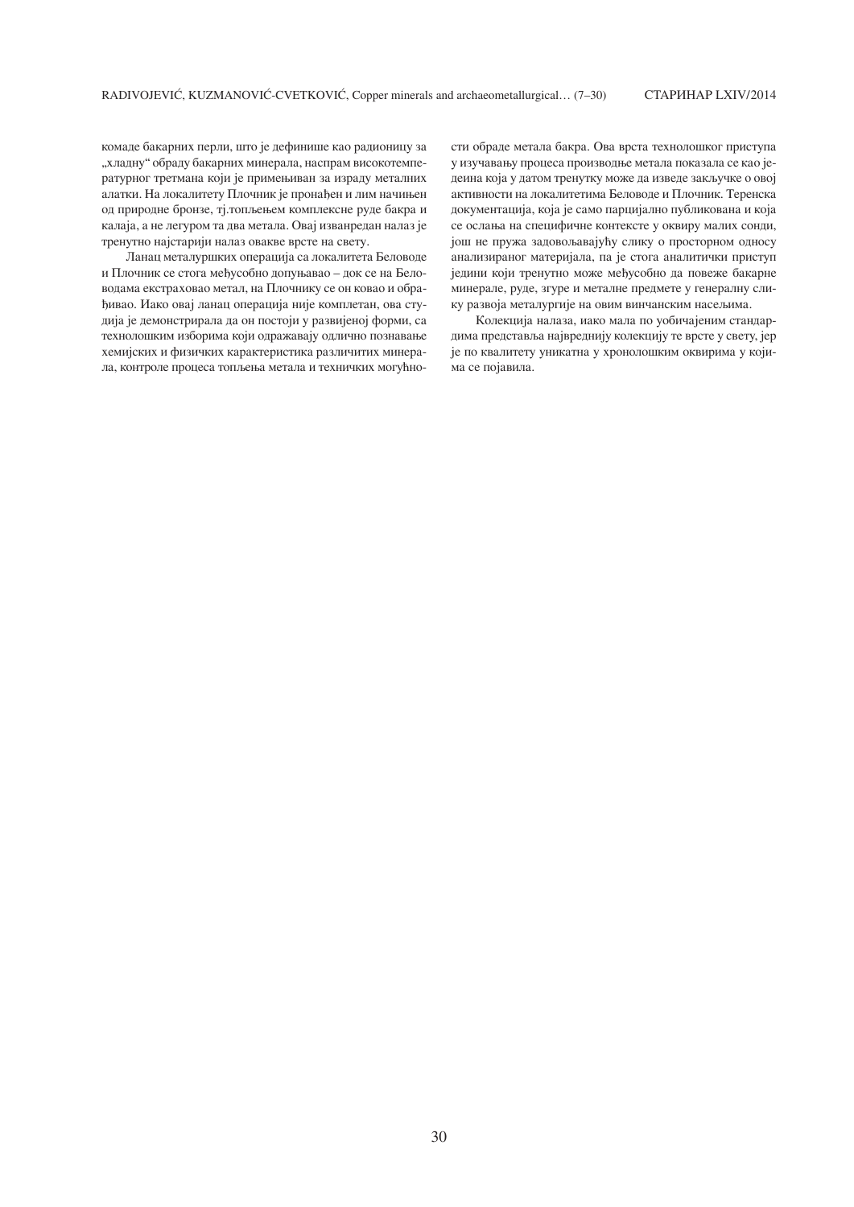комаде бакарних перли, што је дефинише као радионицу за „хладну" обраду бакарних минерала, наспрам високотемпературног третмана који је примењиван за израду металних алатки. На локалитету Плочник је пронађен и лим начињен од природне бронзе, тј.топљењем комплексне руде бакра и калаја, а не легуром та два метала. Овај изванредан налаз је тренутно најстарији налаз овакве врсте на свету.

Ланац металуршких операција са локалитета Беловоде и Плочник се стога међусобно допуњавао – док се на Беловодама екстраховао метал, на Плочнику се он ковао и обрађивао. Иако овај ланац операција није комплетан, ова студија је демонстрирала да он постоји у развијеној форми, са технолошким изборима који одражавају одлично познавање хемијских и физичких карактеристика различитих минерала, контроле процеса топљења метала и техничких могућности обраде метала бакра. Ова врста технолошког приступа у изучавању процеса производње метала показала се као једина која у датом тренутку може да изведе закључке о овој активности на локалитетима Беловоде и Плочник. Теренска документација, која је само парцијално публикована и која се ослања на специфичне контексте у оквиру малих сонди, још не пружа задовољавајућу слику о просторном односу анализираног материјала, па је стога аналитички приступ једини који тренутно може међусобно да повеже бакарне минерале, руде, згуре и металне предмете у генералну слику развоја металургије на овим винчанским насељима.

Колекција налаза, иако мала по уобичајеним стандардима представља највреднију колекцију те врсте у свету, јер је по квалитету уникатна у хронолошким оквирима у којима се појавила.